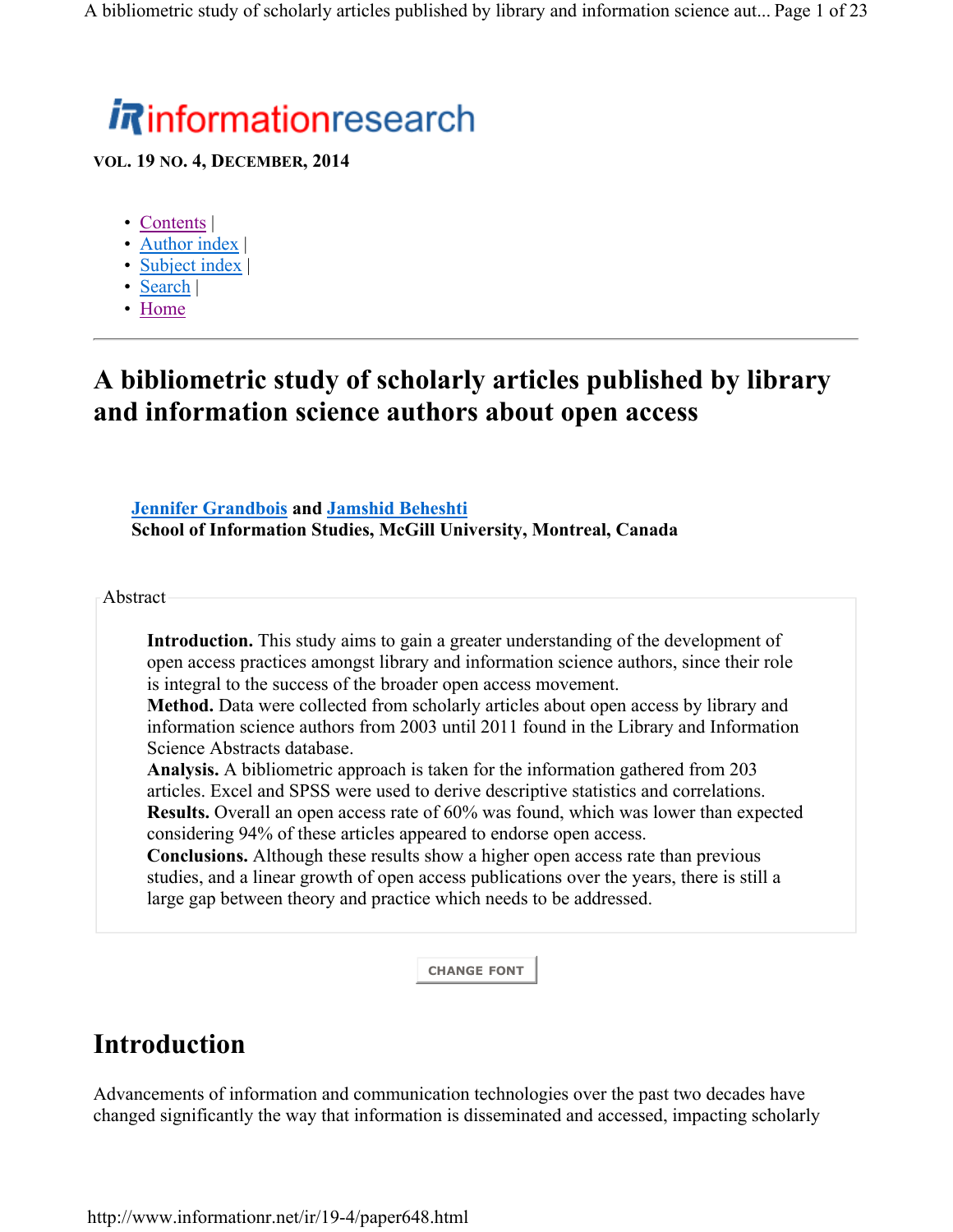informationresearch

**VOL. 19 NO. 4, DECEMBER, 2014**

- Contents |
- Author index |
- Subject index |
- Search |
- Home

# A bibliometric study of scholarly articles published by library and information science authors about open access

**Jennifer Grandbois and Jamshid Beheshti**
**School of Information Studies, McGill University, Montreal, Canada**

Abstract

**Introduction.** This study aims to gain a greater understanding of the development of open access practices amongst library and information science authors, since their role is integral to the success of the broader open access movement.
**Method.** Data were collected from scholarly articles about open access by library and information science authors from 2003 until 2011 found in the Library and Information Science Abstracts database.
**Analysis.** A bibliometric approach is taken for the information gathered from 203 articles. Excel and SPSS were used to derive descriptive statistics and correlations.
**Results.** Overall an open access rate of 60% was found, which was lower than expected considering 94% of these articles appeared to endorse open access.
**Conclusions.** Although these results show a higher open access rate than previous studies, and a linear growth of open access publications over the years, there is still a large gap between theory and practice which needs to be addressed.

CHANGE FONT

## Introduction

Advancements of information and communication technologies over the past two decades have changed significantly the way that information is disseminated and accessed, impacting scholarly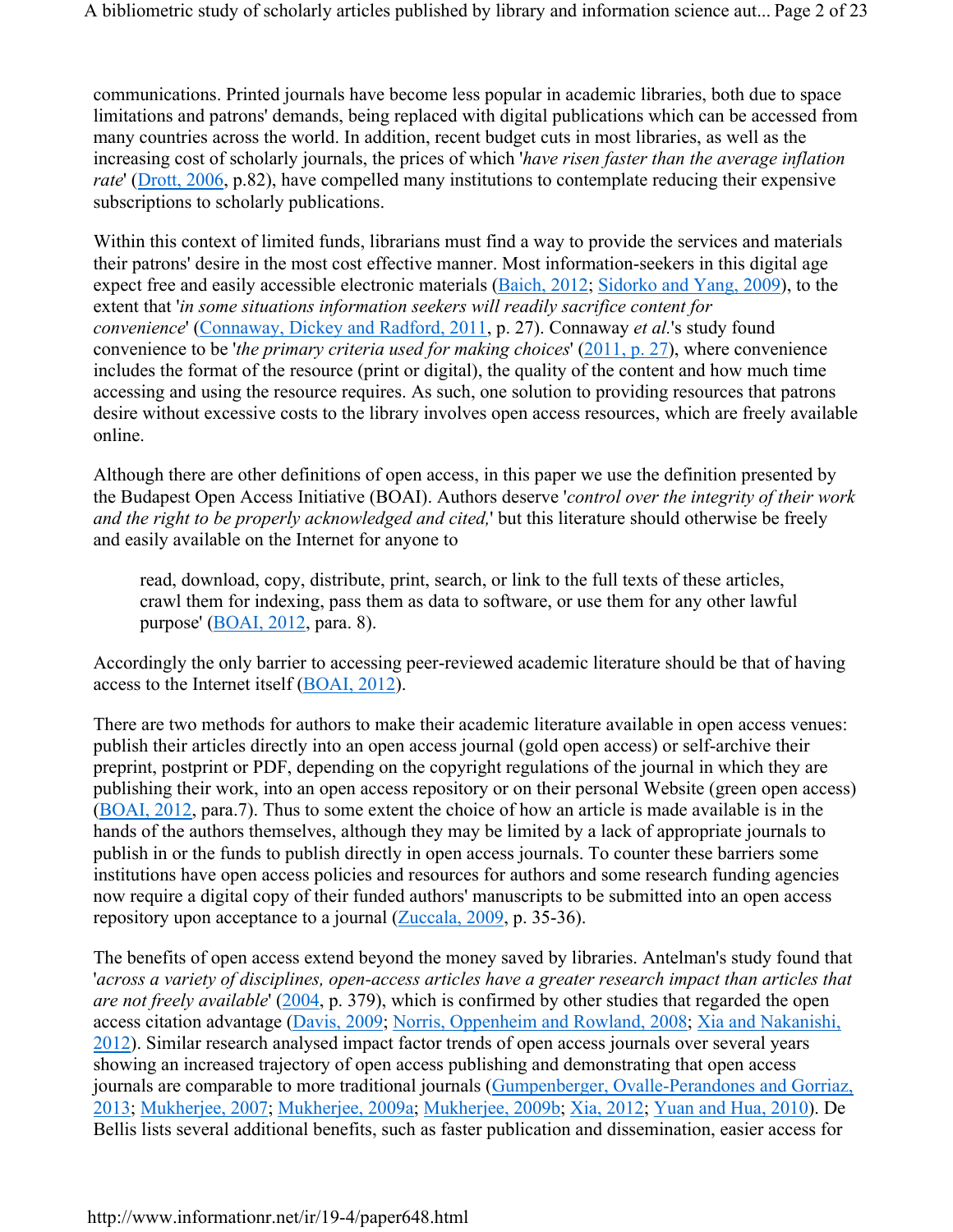communications. Printed journals have become less popular in academic libraries, both due to space limitations and patrons' demands, being replaced with digital publications which can be accessed from many countries across the world. In addition, recent budget cuts in most libraries, as well as the increasing cost of scholarly journals, the prices of which '*have risen faster than the average inflation rate*' (Drott, 2006, p.82), have compelled many institutions to contemplate reducing their expensive subscriptions to scholarly publications.

Within this context of limited funds, librarians must find a way to provide the services and materials their patrons' desire in the most cost effective manner. Most information-seekers in this digital age expect free and easily accessible electronic materials (Baich, 2012; Sidorko and Yang, 2009), to the extent that '*in some situations information seekers will readily sacrifice content for convenience*' (Connaway, Dickey and Radford, 2011, p. 27). Connaway *et al.*'s study found convenience to be '*the primary criteria used for making choices*' (2011, p. 27), where convenience includes the format of the resource (print or digital), the quality of the content and how much time accessing and using the resource requires. As such, one solution to providing resources that patrons desire without excessive costs to the library involves open access resources, which are freely available online.

Although there are other definitions of open access, in this paper we use the definition presented by the Budapest Open Access Initiative (BOAI). Authors deserve '*control over the integrity of their work and the right to be properly acknowledged and cited,*' but this literature should otherwise be freely and easily available on the Internet for anyone to

> read, download, copy, distribute, print, search, or link to the full texts of these articles, crawl them for indexing, pass them as data to software, or use them for any other lawful purpose' (BOAI, 2012, para. 8).

Accordingly the only barrier to accessing peer-reviewed academic literature should be that of having access to the Internet itself (BOAI, 2012).

There are two methods for authors to make their academic literature available in open access venues: publish their articles directly into an open access journal (gold open access) or self-archive their preprint, postprint or PDF, depending on the copyright regulations of the journal in which they are publishing their work, into an open access repository or on their personal Website (green open access) (BOAI, 2012, para.7). Thus to some extent the choice of how an article is made available is in the hands of the authors themselves, although they may be limited by a lack of appropriate journals to publish in or the funds to publish directly in open access journals. To counter these barriers some institutions have open access policies and resources for authors and some research funding agencies now require a digital copy of their funded authors' manuscripts to be submitted into an open access repository upon acceptance to a journal (Zuccala, 2009, p. 35-36).

The benefits of open access extend beyond the money saved by libraries. Antelman's study found that '*across a variety of disciplines, open-access articles have a greater research impact than articles that are not freely available*' (2004, p. 379), which is confirmed by other studies that regarded the open access citation advantage (Davis, 2009; Norris, Oppenheim and Rowland, 2008; Xia and Nakanishi, 2012). Similar research analysed impact factor trends of open access journals over several years showing an increased trajectory of open access publishing and demonstrating that open access journals are comparable to more traditional journals (Gumpenberger, Ovalle-Perandones and Gorriaz, 2013; Mukherjee, 2007; Mukherjee, 2009a; Mukherjee, 2009b; Xia, 2012; Yuan and Hua, 2010). De Bellis lists several additional benefits, such as faster publication and dissemination, easier access for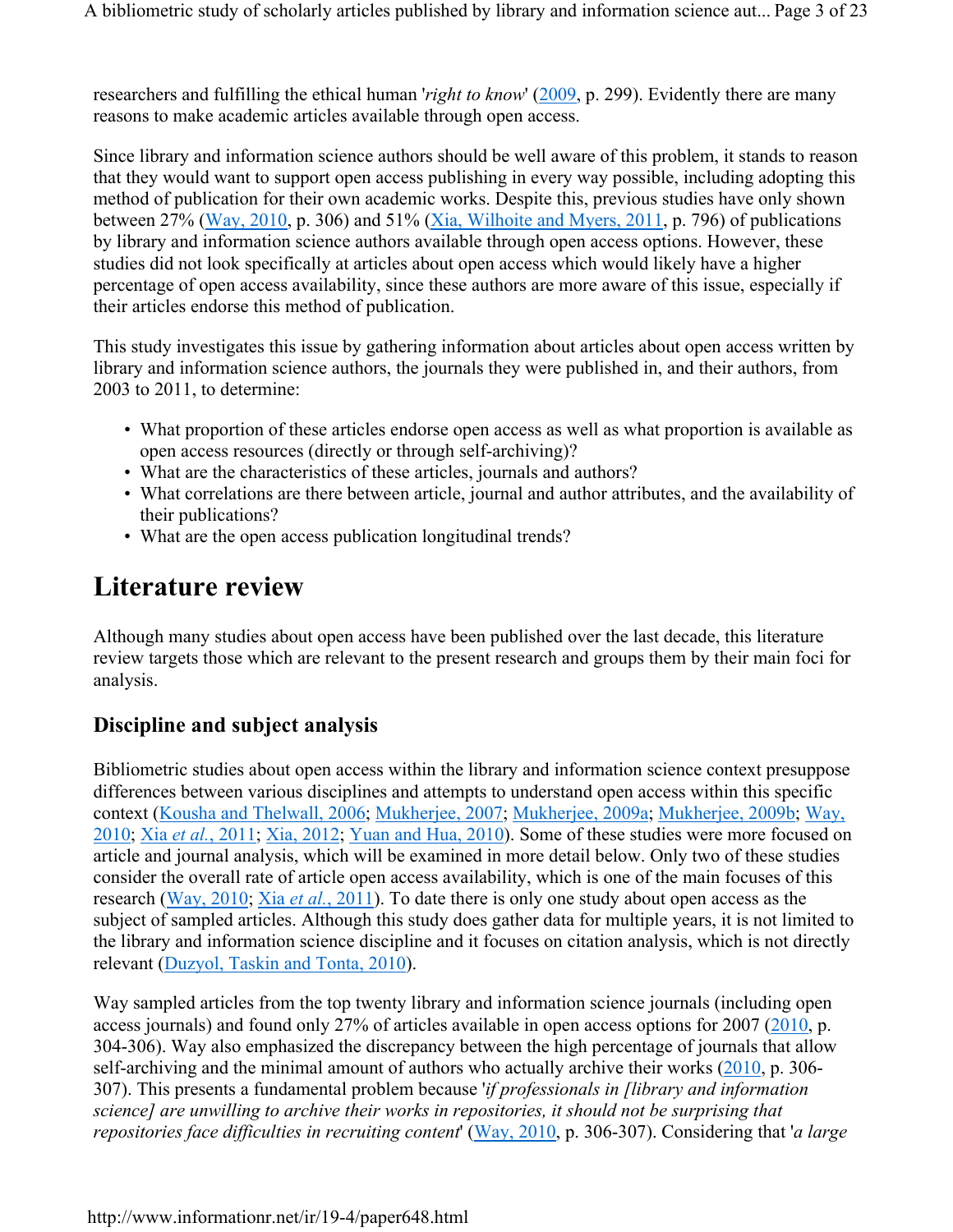researchers and fulfilling the ethical human '*right to know*' (2009, p. 299). Evidently there are many reasons to make academic articles available through open access.

Since library and information science authors should be well aware of this problem, it stands to reason that they would want to support open access publishing in every way possible, including adopting this method of publication for their own academic works. Despite this, previous studies have only shown between 27% (Way, 2010, p. 306) and 51% (Xia, Wilhoite and Myers, 2011, p. 796) of publications by library and information science authors available through open access options. However, these studies did not look specifically at articles about open access which would likely have a higher percentage of open access availability, since these authors are more aware of this issue, especially if their articles endorse this method of publication.

This study investigates this issue by gathering information about articles about open access written by library and information science authors, the journals they were published in, and their authors, from 2003 to 2011, to determine:

- What proportion of these articles endorse open access as well as what proportion is available as open access resources (directly or through self-archiving)?
- What are the characteristics of these articles, journals and authors?
- What correlations are there between article, journal and author attributes, and the availability of their publications?
- What are the open access publication longitudinal trends?

# Literature review

Although many studies about open access have been published over the last decade, this literature review targets those which are relevant to the present research and groups them by their main foci for analysis.

## Discipline and subject analysis

Bibliometric studies about open access within the library and information science context presuppose differences between various disciplines and attempts to understand open access within this specific context (Kousha and Thelwall, 2006; Mukherjee, 2007; Mukherjee, 2009a; Mukherjee, 2009b; Way, 2010; Xia *et al.*, 2011; Xia, 2012; Yuan and Hua, 2010). Some of these studies were more focused on article and journal analysis, which will be examined in more detail below. Only two of these studies consider the overall rate of article open access availability, which is one of the main focuses of this research (Way, 2010; Xia *et al.*, 2011). To date there is only one study about open access as the subject of sampled articles. Although this study does gather data for multiple years, it is not limited to the library and information science discipline and it focuses on citation analysis, which is not directly relevant (Duzyol, Taskin and Tonta, 2010).

Way sampled articles from the top twenty library and information science journals (including open access journals) and found only 27% of articles available in open access options for 2007 (2010, p. 304-306). Way also emphasized the discrepancy between the high percentage of journals that allow self-archiving and the minimal amount of authors who actually archive their works (2010, p. 306-307). This presents a fundamental problem because '*if professionals in [library and information science] are unwilling to archive their works in repositories, it should not be surprising that repositories face difficulties in recruiting content*' (Way, 2010, p. 306-307). Considering that '*a large*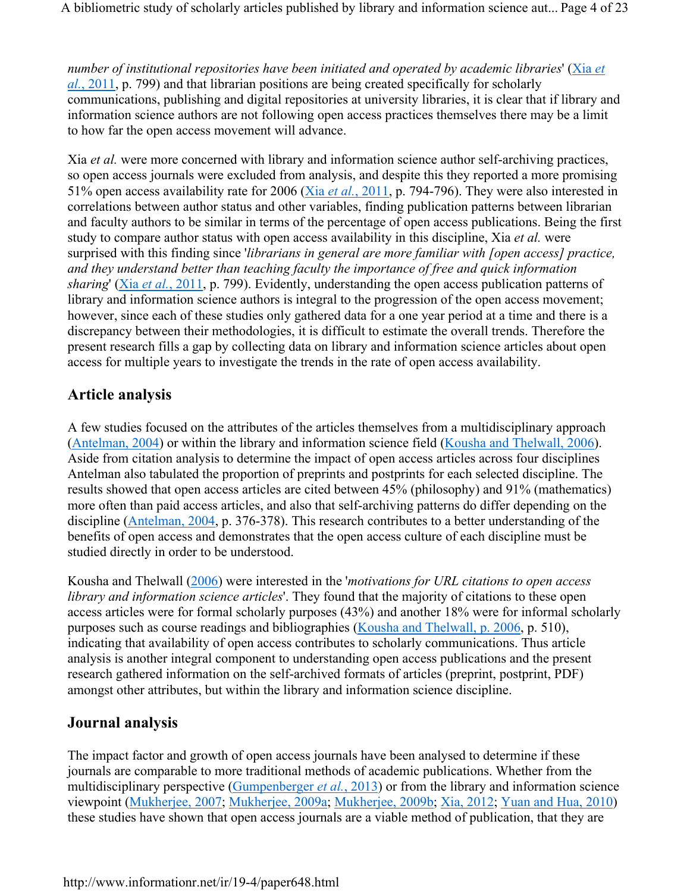*number of institutional repositories have been initiated and operated by academic libraries*' (Xia *et al.*, 2011, p. 799) and that librarian positions are being created specifically for scholarly communications, publishing and digital repositories at university libraries, it is clear that if library and information science authors are not following open access practices themselves there may be a limit to how far the open access movement will advance.

Xia *et al.* were more concerned with library and information science author self-archiving practices, so open access journals were excluded from analysis, and despite this they reported a more promising 51% open access availability rate for 2006 (Xia *et al.*, 2011, p. 794-796). They were also interested in correlations between author status and other variables, finding publication patterns between librarian and faculty authors to be similar in terms of the percentage of open access publications. Being the first study to compare author status with open access availability in this discipline, Xia *et al.* were surprised with this finding since '*librarians in general are more familiar with [open access] practice, and they understand better than teaching faculty the importance of free and quick information sharing*' (Xia *et al.*, 2011, p. 799). Evidently, understanding the open access publication patterns of library and information science authors is integral to the progression of the open access movement; however, since each of these studies only gathered data for a one year period at a time and there is a discrepancy between their methodologies, it is difficult to estimate the overall trends. Therefore the present research fills a gap by collecting data on library and information science articles about open access for multiple years to investigate the trends in the rate of open access availability.

## Article analysis

A few studies focused on the attributes of the articles themselves from a multidisciplinary approach (Antelman, 2004) or within the library and information science field (Kousha and Thelwall, 2006). Aside from citation analysis to determine the impact of open access articles across four disciplines Antelman also tabulated the proportion of preprints and postprints for each selected discipline. The results showed that open access articles are cited between 45% (philosophy) and 91% (mathematics) more often than paid access articles, and also that self-archiving patterns do differ depending on the discipline (Antelman, 2004, p. 376-378). This research contributes to a better understanding of the benefits of open access and demonstrates that the open access culture of each discipline must be studied directly in order to be understood.

Kousha and Thelwall (2006) were interested in the '*motivations for URL citations to open access library and information science articles*'. They found that the majority of citations to these open access articles were for formal scholarly purposes (43%) and another 18% were for informal scholarly purposes such as course readings and bibliographies (Kousha and Thelwall, p. 2006, p. 510), indicating that availability of open access contributes to scholarly communications. Thus article analysis is another integral component to understanding open access publications and the present research gathered information on the self-archived formats of articles (preprint, postprint, PDF) amongst other attributes, but within the library and information science discipline.

## Journal analysis

The impact factor and growth of open access journals have been analysed to determine if these journals are comparable to more traditional methods of academic publications. Whether from the multidisciplinary perspective (Gumpenberger *et al.*, 2013) or from the library and information science viewpoint (Mukherjee, 2007; Mukherjee, 2009a; Mukherjee, 2009b; Xia, 2012; Yuan and Hua, 2010) these studies have shown that open access journals are a viable method of publication, that they are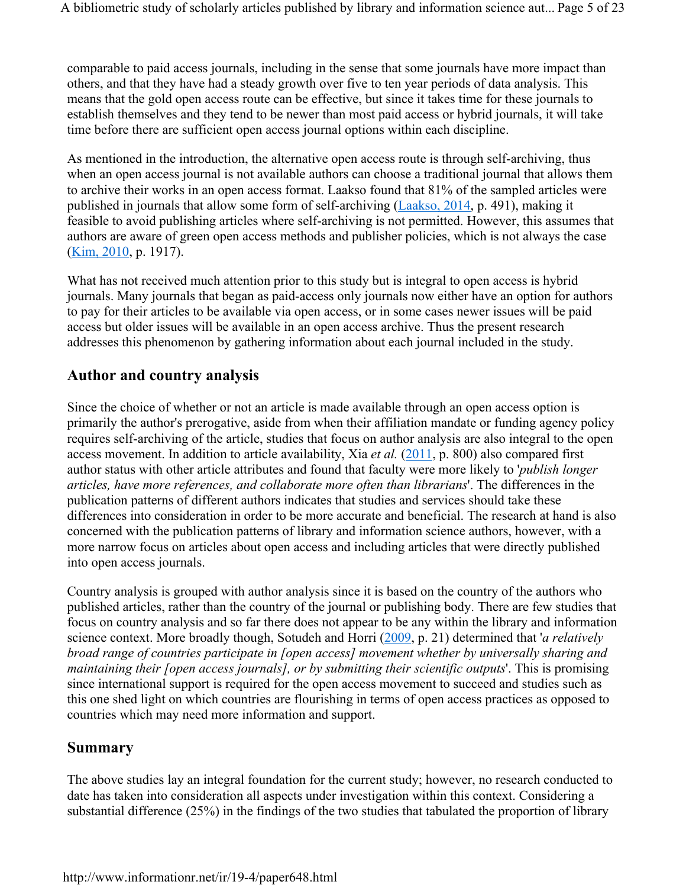comparable to paid access journals, including in the sense that some journals have more impact than others, and that they have had a steady growth over five to ten year periods of data analysis. This means that the gold open access route can be effective, but since it takes time for these journals to establish themselves and they tend to be newer than most paid access or hybrid journals, it will take time before there are sufficient open access journal options within each discipline.

As mentioned in the introduction, the alternative open access route is through self-archiving, thus when an open access journal is not available authors can choose a traditional journal that allows them to archive their works in an open access format. Laakso found that 81% of the sampled articles were published in journals that allow some form of self-archiving (Laakso, 2014, p. 491), making it feasible to avoid publishing articles where self-archiving is not permitted. However, this assumes that authors are aware of green open access methods and publisher policies, which is not always the case (Kim, 2010, p. 1917).

What has not received much attention prior to this study but is integral to open access is hybrid journals. Many journals that began as paid-access only journals now either have an option for authors to pay for their articles to be available via open access, or in some cases newer issues will be paid access but older issues will be available in an open access archive. Thus the present research addresses this phenomenon by gathering information about each journal included in the study.

## Author and country analysis

Since the choice of whether or not an article is made available through an open access option is primarily the author's prerogative, aside from when their affiliation mandate or funding agency policy requires self-archiving of the article, studies that focus on author analysis are also integral to the open access movement. In addition to article availability, Xia *et al.* (2011, p. 800) also compared first author status with other article attributes and found that faculty were more likely to '*publish longer articles, have more references, and collaborate more often than librarians*'. The differences in the publication patterns of different authors indicates that studies and services should take these differences into consideration in order to be more accurate and beneficial. The research at hand is also concerned with the publication patterns of library and information science authors, however, with a more narrow focus on articles about open access and including articles that were directly published into open access journals.

Country analysis is grouped with author analysis since it is based on the country of the authors who published articles, rather than the country of the journal or publishing body. There are few studies that focus on country analysis and so far there does not appear to be any within the library and information science context. More broadly though, Sotudeh and Horri (2009, p. 21) determined that '*a relatively broad range of countries participate in [open access] movement whether by universally sharing and maintaining their [open access journals], or by submitting their scientific outputs*'. This is promising since international support is required for the open access movement to succeed and studies such as this one shed light on which countries are flourishing in terms of open access practices as opposed to countries which may need more information and support.

## Summary

The above studies lay an integral foundation for the current study; however, no research conducted to date has taken into consideration all aspects under investigation within this context. Considering a substantial difference (25%) in the findings of the two studies that tabulated the proportion of library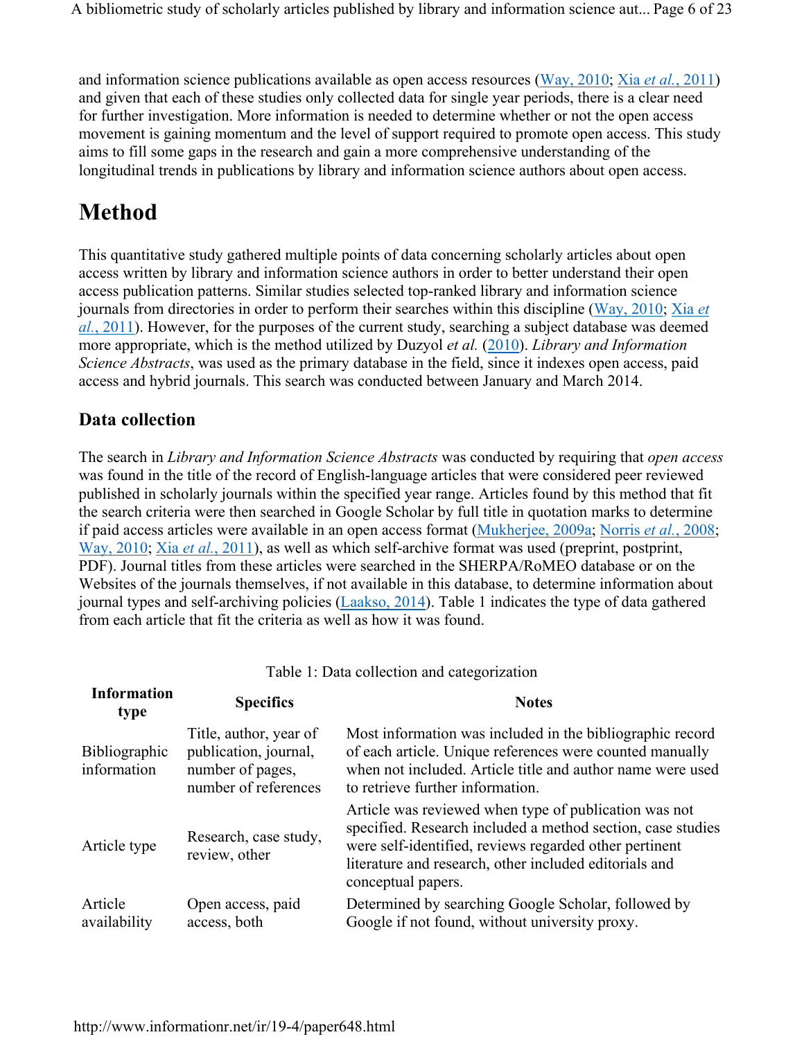and information science publications available as open access resources (Way, 2010; Xia *et al.*, 2011) and given that each of these studies only collected data for single year periods, there is a clear need for further investigation. More information is needed to determine whether or not the open access movement is gaining momentum and the level of support required to promote open access. This study aims to fill some gaps in the research and gain a more comprehensive understanding of the longitudinal trends in publications by library and information science authors about open access.

# Method

This quantitative study gathered multiple points of data concerning scholarly articles about open access written by library and information science authors in order to better understand their open access publication patterns. Similar studies selected top-ranked library and information science journals from directories in order to perform their searches within this discipline (Way, 2010; Xia *et al.*, 2011). However, for the purposes of the current study, searching a subject database was deemed more appropriate, which is the method utilized by Duzyol *et al.* (2010). *Library and Information Science Abstracts*, was used as the primary database in the field, since it indexes open access, paid access and hybrid journals. This search was conducted between January and March 2014.

## Data collection

The search in *Library and Information Science Abstracts* was conducted by requiring that *open access* was found in the title of the record of English-language articles that were considered peer reviewed published in scholarly journals within the specified year range. Articles found by this method that fit the search criteria were then searched in Google Scholar by full title in quotation marks to determine if paid access articles were available in an open access format (Mukherjee, 2009a; Norris *et al.*, 2008; Way, 2010; Xia *et al.*, 2011), as well as which self-archive format was used (preprint, postprint, PDF). Journal titles from these articles were searched in the SHERPA/RoMEO database or on the Websites of the journals themselves, if not available in this database, to determine information about journal types and self-archiving policies (Laakso, 2014). Table 1 indicates the type of data gathered from each article that fit the criteria as well as how it was found.

Table 1: Data collection and categorization

| Information type | Specifics | Notes |
|---|---|---|
| Bibliographic information | Title, author, year of publication, journal, number of pages, number of references | Most information was included in the bibliographic record of each article. Unique references were counted manually when not included. Article title and author name were used to retrieve further information. |
| Article type | Research, case study, review, other | Article was reviewed when type of publication was not specified. Research included a method section, case studies were self-identified, reviews regarded other pertinent literature and research, other included editorials and conceptual papers. |
| Article availability | Open access, paid access, both | Determined by searching Google Scholar, followed by Google if not found, without university proxy. |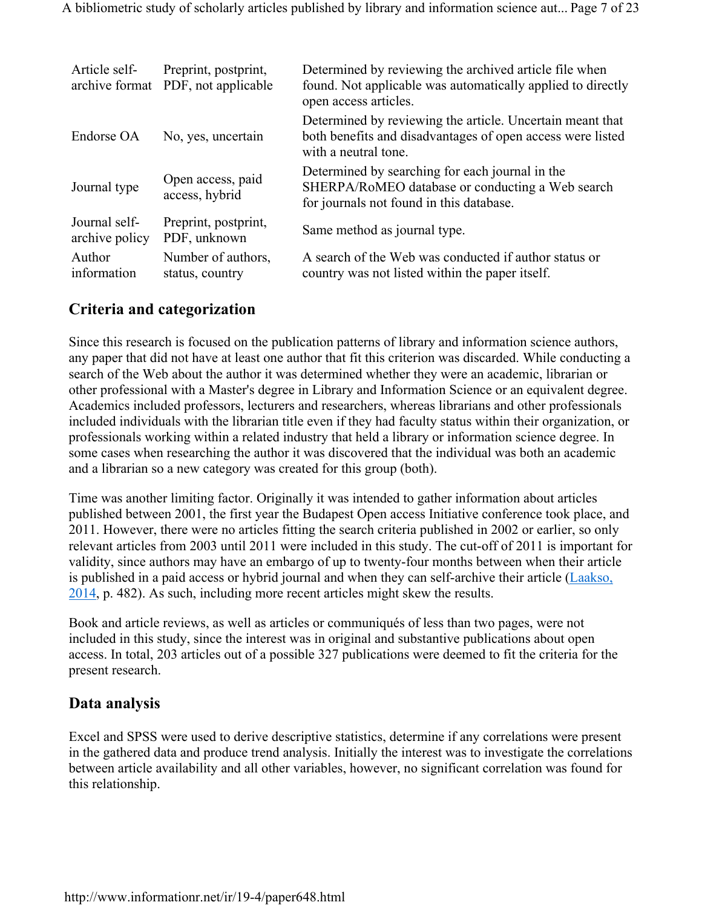| | | |
|---|---|---|
| Article self-archive format | Preprint, postprint, PDF, not applicable | Determined by reviewing the archived article file when found. Not applicable was automatically applied to directly open access articles. |
| Endorse OA | No, yes, uncertain | Determined by reviewing the article. Uncertain meant that both benefits and disadvantages of open access were listed with a neutral tone. |
| Journal type | Open access, paid access, hybrid | Determined by searching for each journal in the SHERPA/RoMEO database or conducting a Web search for journals not found in this database. |
| Journal self-archive policy | Preprint, postprint, PDF, unknown | Same method as journal type. |
| Author information | Number of authors, status, country | A search of the Web was conducted if author status or country was not listed within the paper itself. |

## Criteria and categorization

Since this research is focused on the publication patterns of library and information science authors, any paper that did not have at least one author that fit this criterion was discarded. While conducting a search of the Web about the author it was determined whether they were an academic, librarian or other professional with a Master's degree in Library and Information Science or an equivalent degree. Academics included professors, lecturers and researchers, whereas librarians and other professionals included individuals with the librarian title even if they had faculty status within their organization, or professionals working within a related industry that held a library or information science degree. In some cases when researching the author it was discovered that the individual was both an academic and a librarian so a new category was created for this group (both).

Time was another limiting factor. Originally it was intended to gather information about articles published between 2001, the first year the Budapest Open access Initiative conference took place, and 2011. However, there were no articles fitting the search criteria published in 2002 or earlier, so only relevant articles from 2003 until 2011 were included in this study. The cut-off of 2011 is important for validity, since authors may have an embargo of up to twenty-four months between when their article is published in a paid access or hybrid journal and when they can self-archive their article (Laakso, 2014, p. 482). As such, including more recent articles might skew the results.

Book and article reviews, as well as articles or communiqués of less than two pages, were not included in this study, since the interest was in original and substantive publications about open access. In total, 203 articles out of a possible 327 publications were deemed to fit the criteria for the present research.

## Data analysis

Excel and SPSS were used to derive descriptive statistics, determine if any correlations were present in the gathered data and produce trend analysis. Initially the interest was to investigate the correlations between article availability and all other variables, however, no significant correlation was found for this relationship.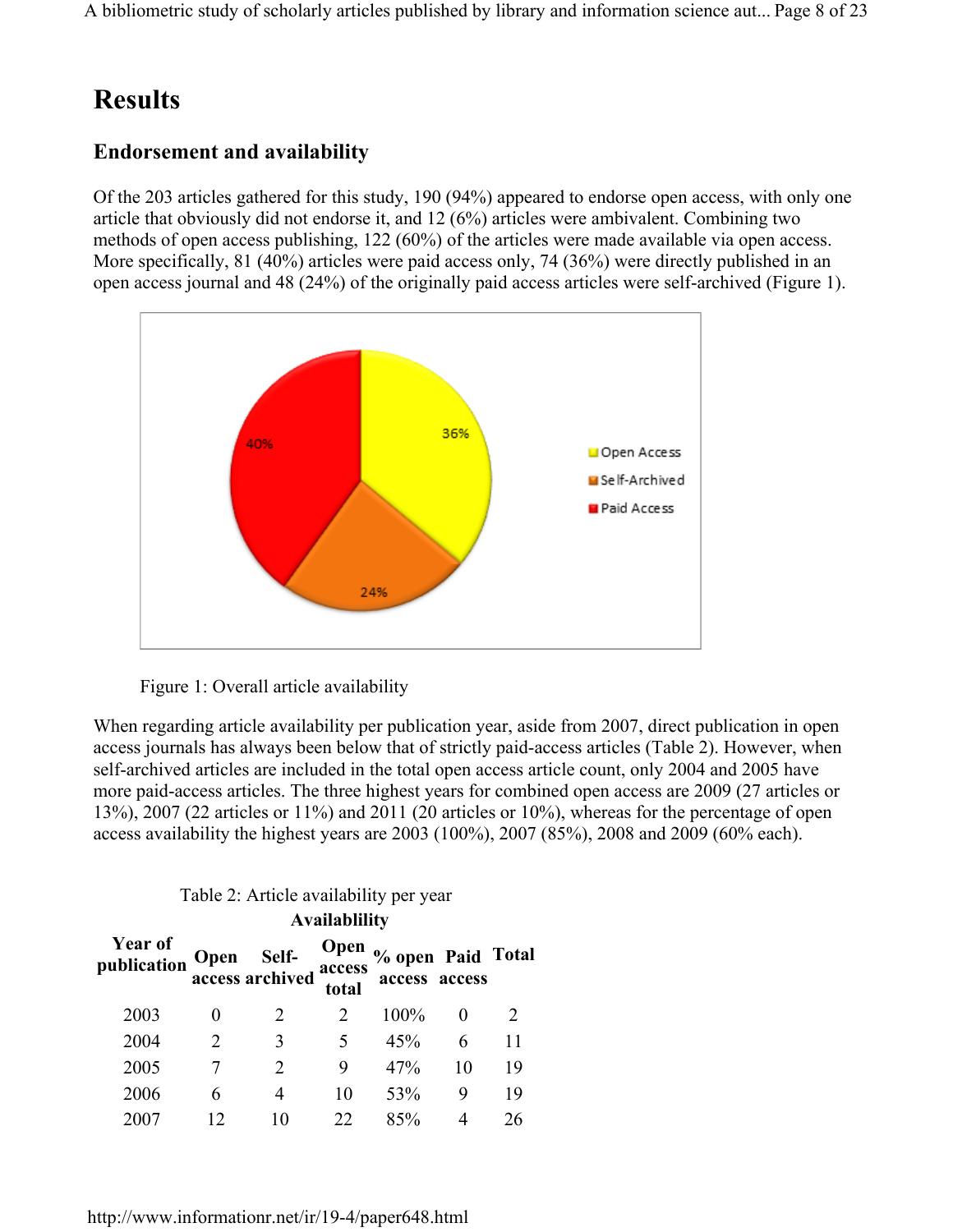# Results

## Endorsement and availability

Of the 203 articles gathered for this study, 190 (94%) appeared to endorse open access, with only one article that obviously did not endorse it, and 12 (6%) articles were ambivalent. Combining two methods of open access publishing, 122 (60%) of the articles were made available via open access. More specifically, 81 (40%) articles were paid access only, 74 (36%) were directly published in an open access journal and 48 (24%) of the originally paid access articles were self-archived (Figure 1).

Figure 1: Overall article availability

When regarding article availability per publication year, aside from 2007, direct publication in open access journals has always been below that of strictly paid-access articles (Table 2). However, when self-archived articles are included in the total open access article count, only 2004 and 2005 have more paid-access articles. The three highest years for combined open access are 2009 (27 articles or 13%), 2007 (22 articles or 11%) and 2011 (20 articles or 10%), whereas for the percentage of open access availability the highest years are 2003 (100%), 2007 (85%), 2008 and 2009 (60% each).

Table 2: Article availability per year

| Year of publication | Availablility | | | | | |
|---|---|---|---|---|---|---|
| | Open access | Self-archived | Open access total | % open access | Paid access | Total |
| 2003 | 0 | 2 | 2 | 100% | 0 | 2 |
| 2004 | 2 | 3 | 5 | 45% | 6 | 11 |
| 2005 | 7 | 2 | 9 | 47% | 10 | 19 |
| 2006 | 6 | 4 | 10 | 53% | 9 | 19 |
| 2007 | 12 | 10 | 22 | 85% | 4 | 26 |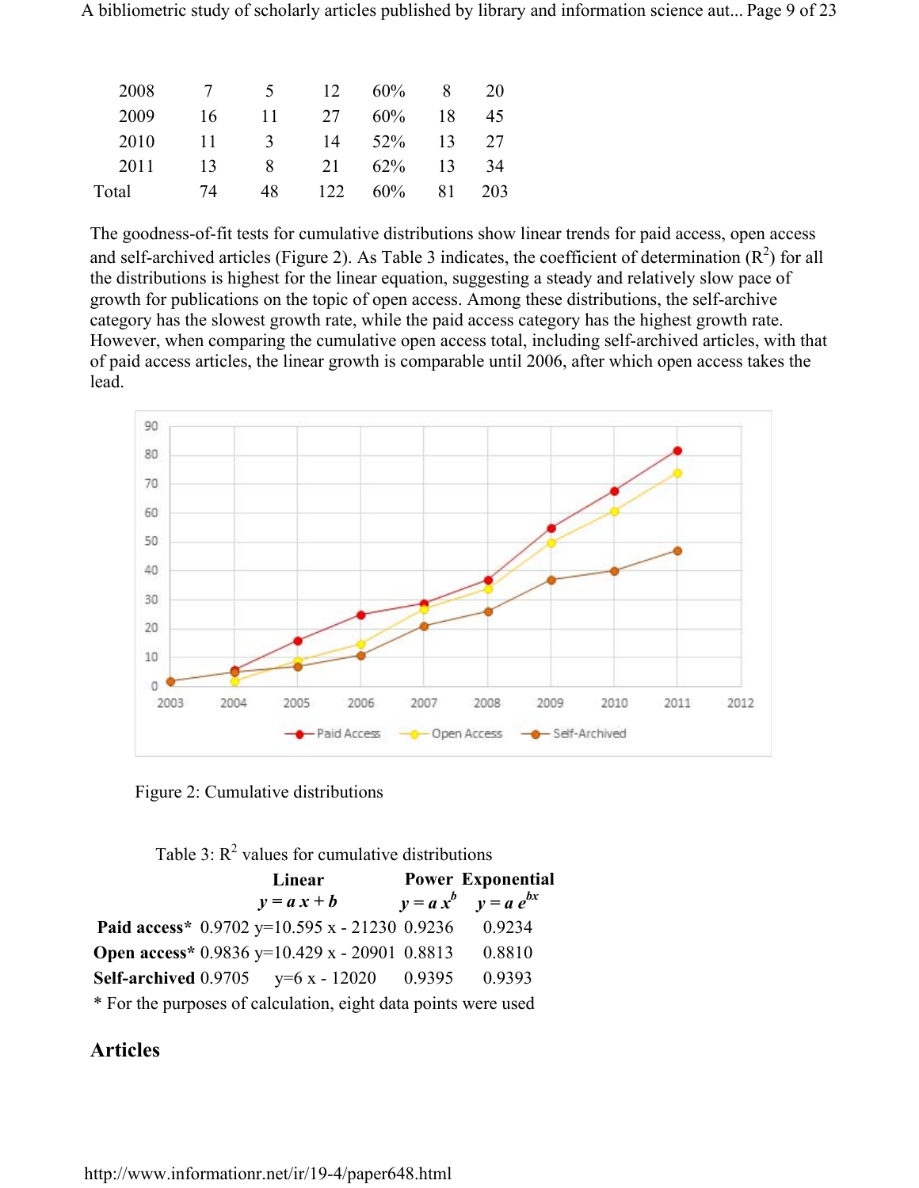| 2008 | 7 | 5 | 12 | 60% | 8 | 20 |
|---|---|---|---|---|---|---|
| 2009 | 16 | 11 | 27 | 60% | 18 | 45 |
| 2010 | 11 | 3 | 14 | 52% | 13 | 27 |
| 2011 | 13 | 8 | 21 | 62% | 13 | 34 |
| Total | 74 | 48 | 122 | 60% | 81 | 203 |

The goodness-of-fit tests for cumulative distributions show linear trends for paid access, open access and self-archived articles (Figure 2). As Table 3 indicates, the coefficient of determination ($R^2$) for all the distributions is highest for the linear equation, suggesting a steady and relatively slow pace of growth for publications on the topic of open access. Among these distributions, the self-archive category has the slowest growth rate, while the paid access category has the highest growth rate. However, when comparing the cumulative open access total, including self-archived articles, with that of paid access articles, the linear growth is comparable until 2006, after which open access takes the lead.

Figure 2: Cumulative distributions

Table 3: $R^2$ values for cumulative distributions

| | Linear | | Power | Exponential |
|---|---|---|---|---|
| | | $y = a\,x + b$ | $y = a\,x^b$ | $y = a\,e^{bx}$ |
| **Paid access*** | 0.9702 | y=10.595 x - 21230 | 0.9236 | 0.9234 |
| **Open access*** | 0.9836 | y=10.429 x - 20901 | 0.8813 | 0.8810 |
| **Self-archived** | 0.9705 | y=6 x - 12020 | 0.9395 | 0.9393 |

\* For the purposes of calculation, eight data points were used

## Articles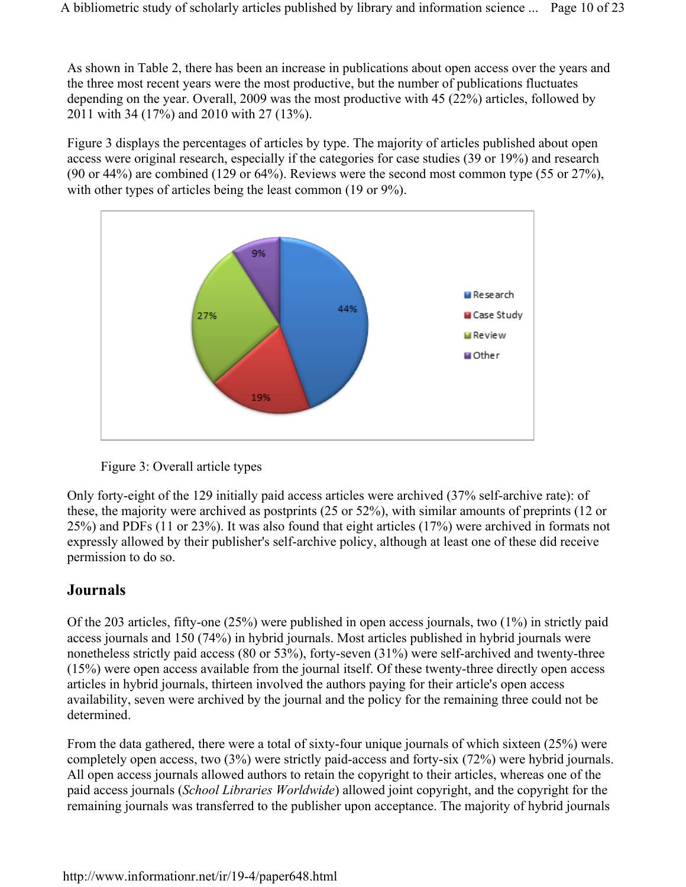As shown in Table 2, there has been an increase in publications about open access over the years and the three most recent years were the most productive, but the number of publications fluctuates depending on the year. Overall, 2009 was the most productive with 45 (22%) articles, followed by 2011 with 34 (17%) and 2010 with 27 (13%).

Figure 3 displays the percentages of articles by type. The majority of articles published about open access were original research, especially if the categories for case studies (39 or 19%) and research (90 or 44%) are combined (129 or 64%). Reviews were the second most common type (55 or 27%), with other types of articles being the least common (19 or 9%).

Figure 3: Overall article types

Only forty-eight of the 129 initially paid access articles were archived (37% self-archive rate): of these, the majority were archived as postprints (25 or 52%), with similar amounts of preprints (12 or 25%) and PDFs (11 or 23%). It was also found that eight articles (17%) were archived in formats not expressly allowed by their publisher's self-archive policy, although at least one of these did receive permission to do so.

## Journals

Of the 203 articles, fifty-one (25%) were published in open access journals, two (1%) in strictly paid access journals and 150 (74%) in hybrid journals. Most articles published in hybrid journals were nonetheless strictly paid access (80 or 53%), forty-seven (31%) were self-archived and twenty-three (15%) were open access available from the journal itself. Of these twenty-three directly open access articles in hybrid journals, thirteen involved the authors paying for their article's open access availability, seven were archived by the journal and the policy for the remaining three could not be determined.

From the data gathered, there were a total of sixty-four unique journals of which sixteen (25%) were completely open access, two (3%) were strictly paid-access and forty-six (72%) were hybrid journals. All open access journals allowed authors to retain the copyright to their articles, whereas one of the paid access journals (*School Libraries Worldwide*) allowed joint copyright, and the copyright for the remaining journals was transferred to the publisher upon acceptance. The majority of hybrid journals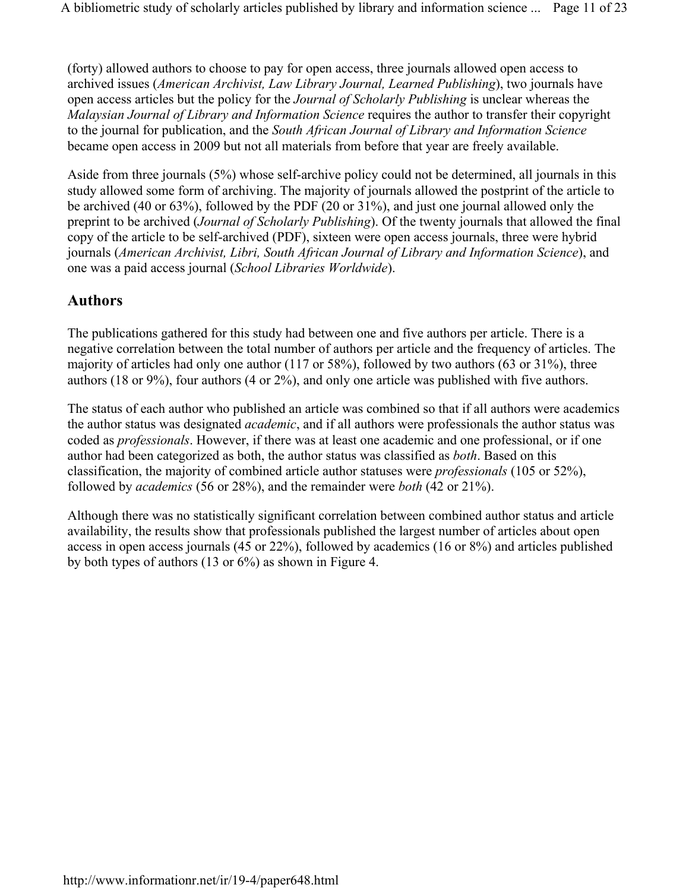(forty) allowed authors to choose to pay for open access, three journals allowed open access to archived issues (*American Archivist, Law Library Journal, Learned Publishing*), two journals have open access articles but the policy for the *Journal of Scholarly Publishing* is unclear whereas the *Malaysian Journal of Library and Information Science* requires the author to transfer their copyright to the journal for publication, and the *South African Journal of Library and Information Science* became open access in 2009 but not all materials from before that year are freely available.

Aside from three journals (5%) whose self-archive policy could not be determined, all journals in this study allowed some form of archiving. The majority of journals allowed the postprint of the article to be archived (40 or 63%), followed by the PDF (20 or 31%), and just one journal allowed only the preprint to be archived (*Journal of Scholarly Publishing*). Of the twenty journals that allowed the final copy of the article to be self-archived (PDF), sixteen were open access journals, three were hybrid journals (*American Archivist, Libri, South African Journal of Library and Information Science*), and one was a paid access journal (*School Libraries Worldwide*).

## Authors

The publications gathered for this study had between one and five authors per article. There is a negative correlation between the total number of authors per article and the frequency of articles. The majority of articles had only one author (117 or 58%), followed by two authors (63 or 31%), three authors (18 or 9%), four authors (4 or 2%), and only one article was published with five authors.

The status of each author who published an article was combined so that if all authors were academics the author status was designated *academic*, and if all authors were professionals the author status was coded as *professionals*. However, if there was at least one academic and one professional, or if one author had been categorized as both, the author status was classified as *both*. Based on this classification, the majority of combined article author statuses were *professionals* (105 or 52%), followed by *academics* (56 or 28%), and the remainder were *both* (42 or 21%).

Although there was no statistically significant correlation between combined author status and article availability, the results show that professionals published the largest number of articles about open access in open access journals (45 or 22%), followed by academics (16 or 8%) and articles published by both types of authors (13 or 6%) as shown in Figure 4.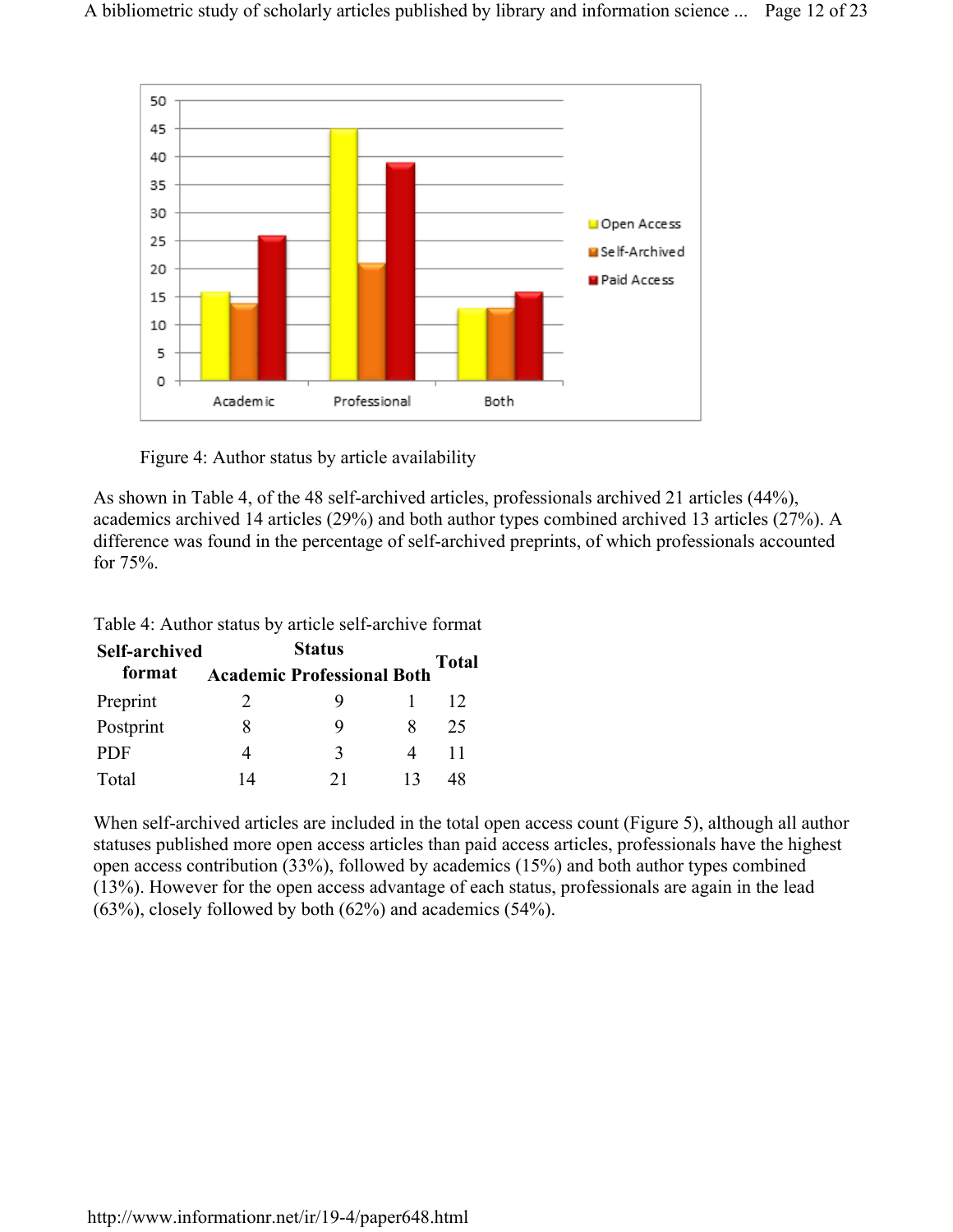Figure 4: Author status by article availability

As shown in Table 4, of the 48 self-archived articles, professionals archived 21 articles (44%), academics archived 14 articles (29%) and both author types combined archived 13 articles (27%). A difference was found in the percentage of self-archived preprints, of which professionals accounted for 75%.

Table 4: Author status by article self-archive format

| Self-archived format | Status | | | Total |
|---|---|---|---|---|
| | Academic | Professional | Both | |
| Preprint | 2 | 9 | 1 | 12 |
| Postprint | 8 | 9 | 8 | 25 |
| PDF | 4 | 3 | 4 | 11 |
| Total | 14 | 21 | 13 | 48 |

When self-archived articles are included in the total open access count (Figure 5), although all author statuses published more open access articles than paid access articles, professionals have the highest open access contribution (33%), followed by academics (15%) and both author types combined (13%). However for the open access advantage of each status, professionals are again in the lead (63%), closely followed by both (62%) and academics (54%).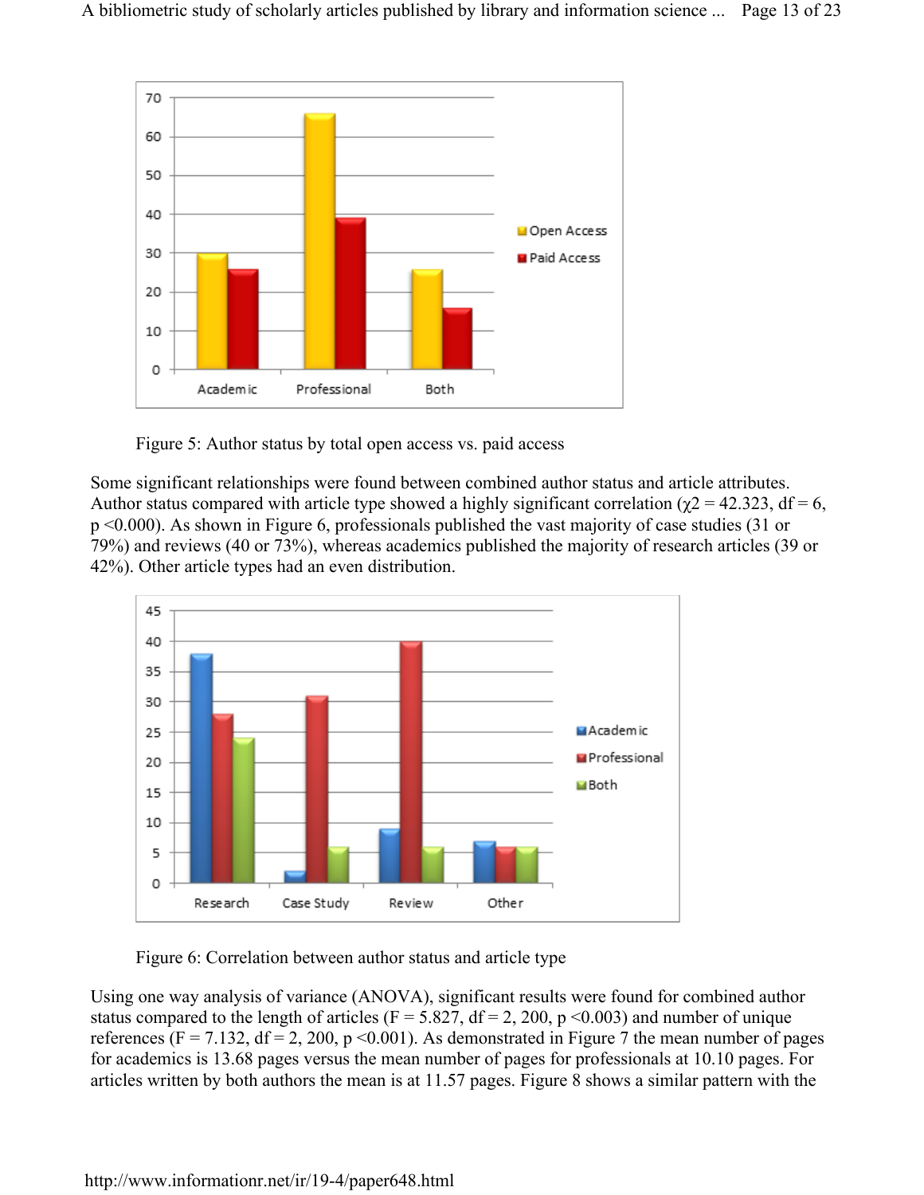Figure 5: Author status by total open access vs. paid access

Some significant relationships were found between combined author status and article attributes. Author status compared with article type showed a highly significant correlation ($\chi 2 = 42.323$, df = 6, $p < 0.000$). As shown in Figure 6, professionals published the vast majority of case studies (31 or 79%) and reviews (40 or 73%), whereas academics published the majority of research articles (39 or 42%). Other article types had an even distribution.

Figure 6: Correlation between author status and article type

Using one way analysis of variance (ANOVA), significant results were found for combined author status compared to the length of articles ($F = 5.827$, df = 2, 200, $p < 0.003$) and number of unique references ($F = 7.132$, df = 2, 200, $p < 0.001$). As demonstrated in Figure 7 the mean number of pages for academics is 13.68 pages versus the mean number of pages for professionals at 10.10 pages. For articles written by both authors the mean is at 11.57 pages. Figure 8 shows a similar pattern with the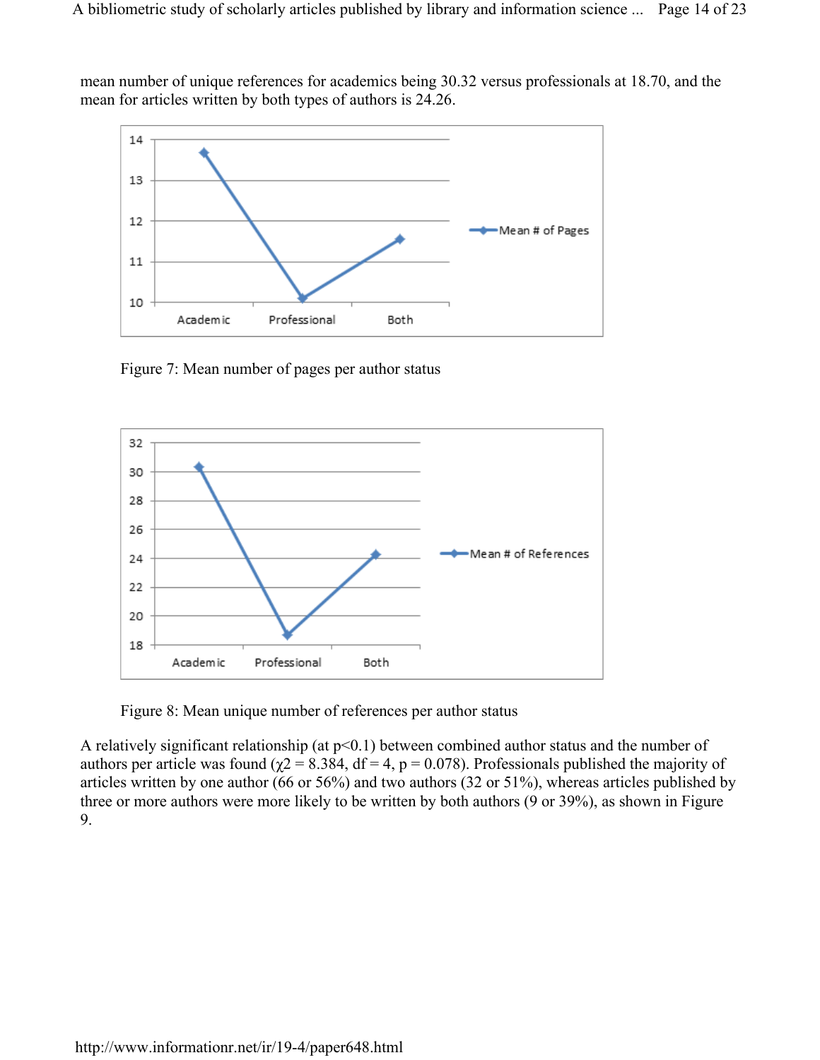mean number of unique references for academics being 30.32 versus professionals at 18.70, and the mean for articles written by both types of authors is 24.26.

Figure 7: Mean number of pages per author status

Figure 8: Mean unique number of references per author status

A relatively significant relationship (at $p<0.1$) between combined author status and the number of authors per article was found ($\chi2 = 8.384$, df = 4, p = 0.078). Professionals published the majority of articles written by one author (66 or 56%) and two authors (32 or 51%), whereas articles published by three or more authors were more likely to be written by both authors (9 or 39%), as shown in Figure 9.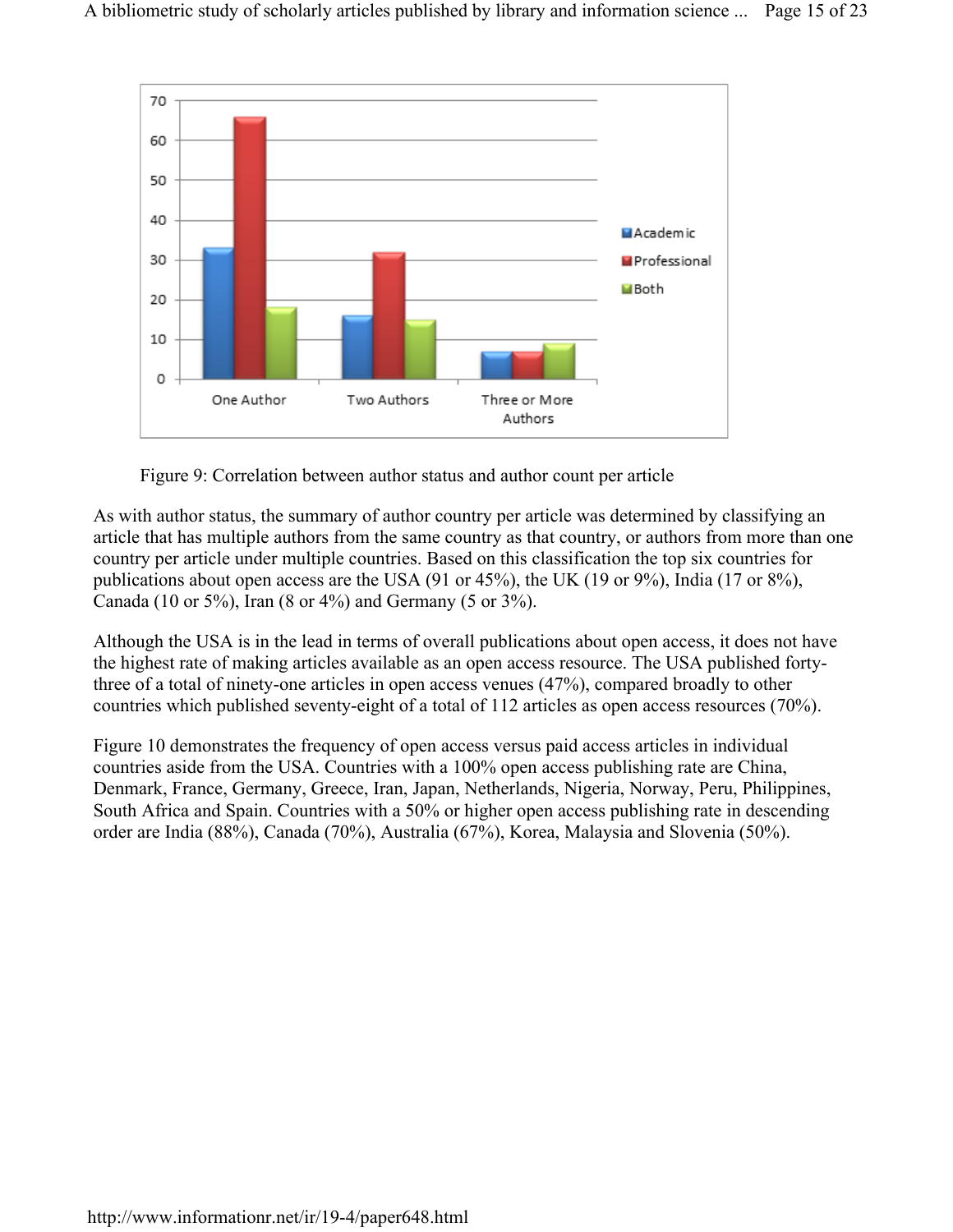Figure 9: Correlation between author status and author count per article

As with author status, the summary of author country per article was determined by classifying an article that has multiple authors from the same country as that country, or authors from more than one country per article under multiple countries. Based on this classification the top six countries for publications about open access are the USA (91 or 45%), the UK (19 or 9%), India (17 or 8%), Canada (10 or 5%), Iran (8 or 4%) and Germany (5 or 3%).

Although the USA is in the lead in terms of overall publications about open access, it does not have the highest rate of making articles available as an open access resource. The USA published forty-three of a total of ninety-one articles in open access venues (47%), compared broadly to other countries which published seventy-eight of a total of 112 articles as open access resources (70%).

Figure 10 demonstrates the frequency of open access versus paid access articles in individual countries aside from the USA. Countries with a 100% open access publishing rate are China, Denmark, France, Germany, Greece, Iran, Japan, Netherlands, Nigeria, Norway, Peru, Philippines, South Africa and Spain. Countries with a 50% or higher open access publishing rate in descending order are India (88%), Canada (70%), Australia (67%), Korea, Malaysia and Slovenia (50%).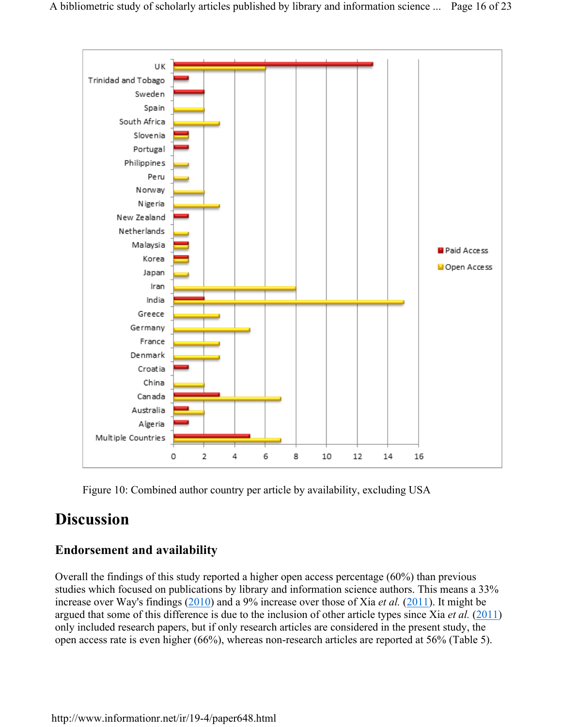Figure 10: Combined author country per article by availability, excluding USA

## Discussion

### Endorsement and availability

Overall the findings of this study reported a higher open access percentage (60%) than previous studies which focused on publications by library and information science authors. This means a 33% increase over Way's findings (2010) and a 9% increase over those of Xia *et al.* (2011). It might be argued that some of this difference is due to the inclusion of other article types since Xia *et al.* (2011) only included research papers, but if only research articles are considered in the present study, the open access rate is even higher (66%), whereas non-research articles are reported at 56% (Table 5).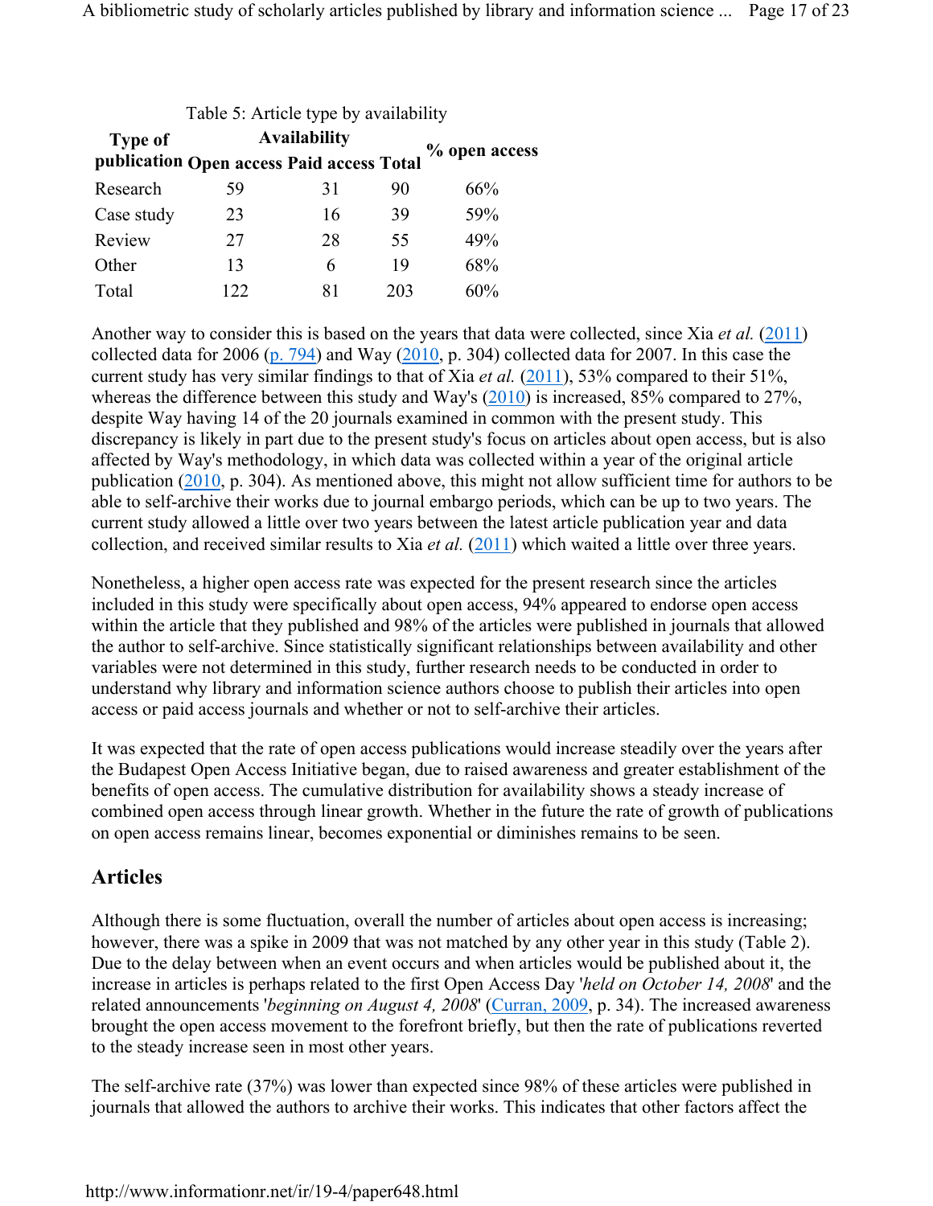Table 5: Article type by availability

| Type of publication | Availability | | | % open access |
|---|---|---|---|---|
| | Open access | Paid access | Total | |
| Research | 59 | 31 | 90 | 66% |
| Case study | 23 | 16 | 39 | 59% |
| Review | 27 | 28 | 55 | 49% |
| Other | 13 | 6 | 19 | 68% |
| Total | 122 | 81 | 203 | 60% |

Another way to consider this is based on the years that data were collected, since Xia *et al.* (2011) collected data for 2006 (p. 794) and Way (2010, p. 304) collected data for 2007. In this case the current study has very similar findings to that of Xia *et al.* (2011), 53% compared to their 51%, whereas the difference between this study and Way's (2010) is increased, 85% compared to 27%, despite Way having 14 of the 20 journals examined in common with the present study. This discrepancy is likely in part due to the present study's focus on articles about open access, but is also affected by Way's methodology, in which data was collected within a year of the original article publication (2010, p. 304). As mentioned above, this might not allow sufficient time for authors to be able to self-archive their works due to journal embargo periods, which can be up to two years. The current study allowed a little over two years between the latest article publication year and data collection, and received similar results to Xia *et al.* (2011) which waited a little over three years.

Nonetheless, a higher open access rate was expected for the present research since the articles included in this study were specifically about open access, 94% appeared to endorse open access within the article that they published and 98% of the articles were published in journals that allowed the author to self-archive. Since statistically significant relationships between availability and other variables were not determined in this study, further research needs to be conducted in order to understand why library and information science authors choose to publish their articles into open access or paid access journals and whether or not to self-archive their articles.

It was expected that the rate of open access publications would increase steadily over the years after the Budapest Open Access Initiative began, due to raised awareness and greater establishment of the benefits of open access. The cumulative distribution for availability shows a steady increase of combined open access through linear growth. Whether in the future the rate of growth of publications on open access remains linear, becomes exponential or diminishes remains to be seen.

## Articles

Although there is some fluctuation, overall the number of articles about open access is increasing; however, there was a spike in 2009 that was not matched by any other year in this study (Table 2). Due to the delay between when an event occurs and when articles would be published about it, the increase in articles is perhaps related to the first Open Access Day '*held on October 14, 2008*' and the related announcements '*beginning on August 4, 2008*' (Curran, 2009, p. 34). The increased awareness brought the open access movement to the forefront briefly, but then the rate of publications reverted to the steady increase seen in most other years.

The self-archive rate (37%) was lower than expected since 98% of these articles were published in journals that allowed the authors to archive their works. This indicates that other factors affect the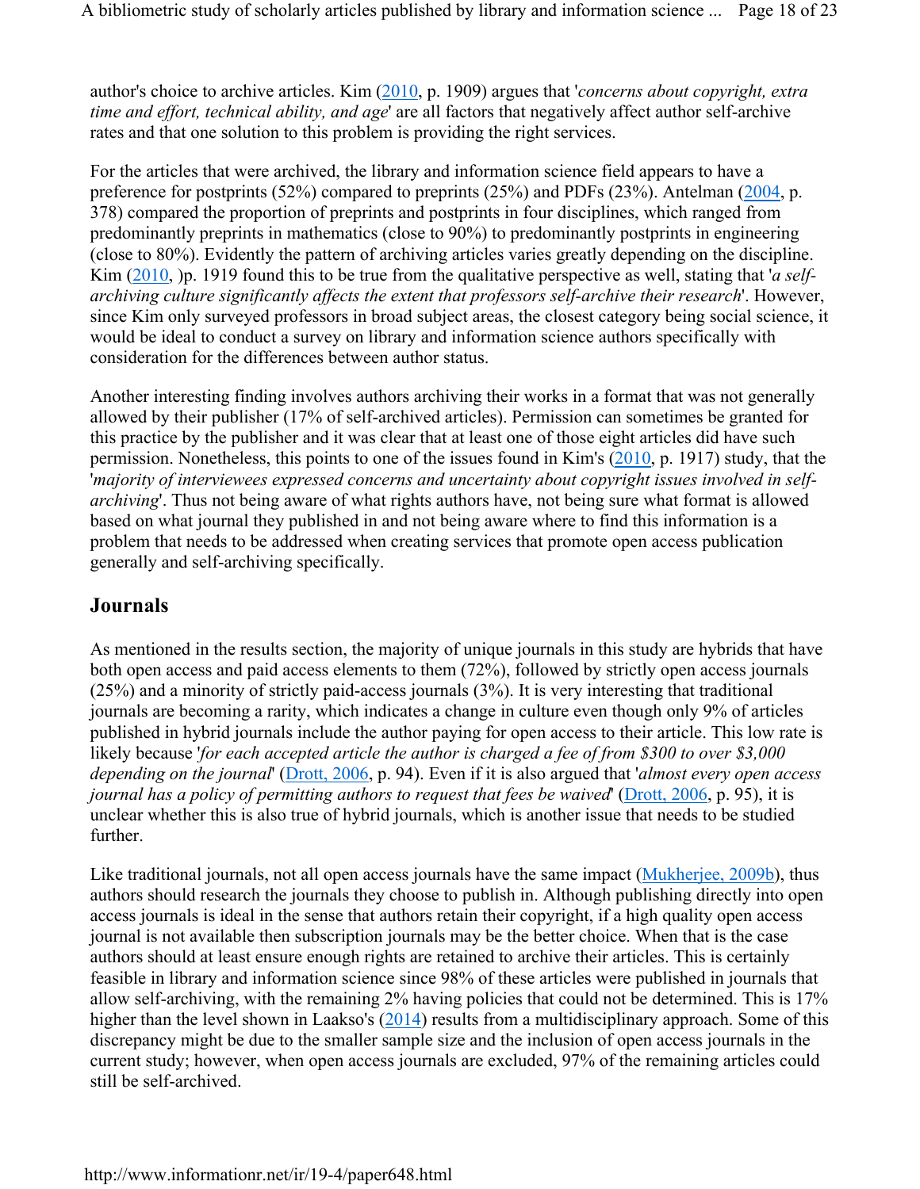author's choice to archive articles. Kim (2010, p. 1909) argues that '*concerns about copyright, extra time and effort, technical ability, and age*' are all factors that negatively affect author self-archive rates and that one solution to this problem is providing the right services.

For the articles that were archived, the library and information science field appears to have a preference for postprints (52%) compared to preprints (25%) and PDFs (23%). Antelman (2004, p. 378) compared the proportion of preprints and postprints in four disciplines, which ranged from predominantly preprints in mathematics (close to 90%) to predominantly postprints in engineering (close to 80%). Evidently the pattern of archiving articles varies greatly depending on the discipline. Kim (2010, )p. 1919 found this to be true from the qualitative perspective as well, stating that '*a self-archiving culture significantly affects the extent that professors self-archive their research*'. However, since Kim only surveyed professors in broad subject areas, the closest category being social science, it would be ideal to conduct a survey on library and information science authors specifically with consideration for the differences between author status.

Another interesting finding involves authors archiving their works in a format that was not generally allowed by their publisher (17% of self-archived articles). Permission can sometimes be granted for this practice by the publisher and it was clear that at least one of those eight articles did have such permission. Nonetheless, this points to one of the issues found in Kim's (2010, p. 1917) study, that the '*majority of interviewees expressed concerns and uncertainty about copyright issues involved in self-archiving*'. Thus not being aware of what rights authors have, not being sure what format is allowed based on what journal they published in and not being aware where to find this information is a problem that needs to be addressed when creating services that promote open access publication generally and self-archiving specifically.

## Journals

As mentioned in the results section, the majority of unique journals in this study are hybrids that have both open access and paid access elements to them (72%), followed by strictly open access journals (25%) and a minority of strictly paid-access journals (3%). It is very interesting that traditional journals are becoming a rarity, which indicates a change in culture even though only 9% of articles published in hybrid journals include the author paying for open access to their article. This low rate is likely because '*for each accepted article the author is charged a fee of from $300 to over $3,000 depending on the journal*' (Drott, 2006, p. 94). Even if it is also argued that '*almost every open access journal has a policy of permitting authors to request that fees be waived*' (Drott, 2006, p. 95), it is unclear whether this is also true of hybrid journals, which is another issue that needs to be studied further.

Like traditional journals, not all open access journals have the same impact (Mukherjee, 2009b), thus authors should research the journals they choose to publish in. Although publishing directly into open access journals is ideal in the sense that authors retain their copyright, if a high quality open access journal is not available then subscription journals may be the better choice. When that is the case authors should at least ensure enough rights are retained to archive their articles. This is certainly feasible in library and information science since 98% of these articles were published in journals that allow self-archiving, with the remaining 2% having policies that could not be determined. This is 17% higher than the level shown in Laakso's (2014) results from a multidisciplinary approach. Some of this discrepancy might be due to the smaller sample size and the inclusion of open access journals in the current study; however, when open access journals are excluded, 97% of the remaining articles could still be self-archived.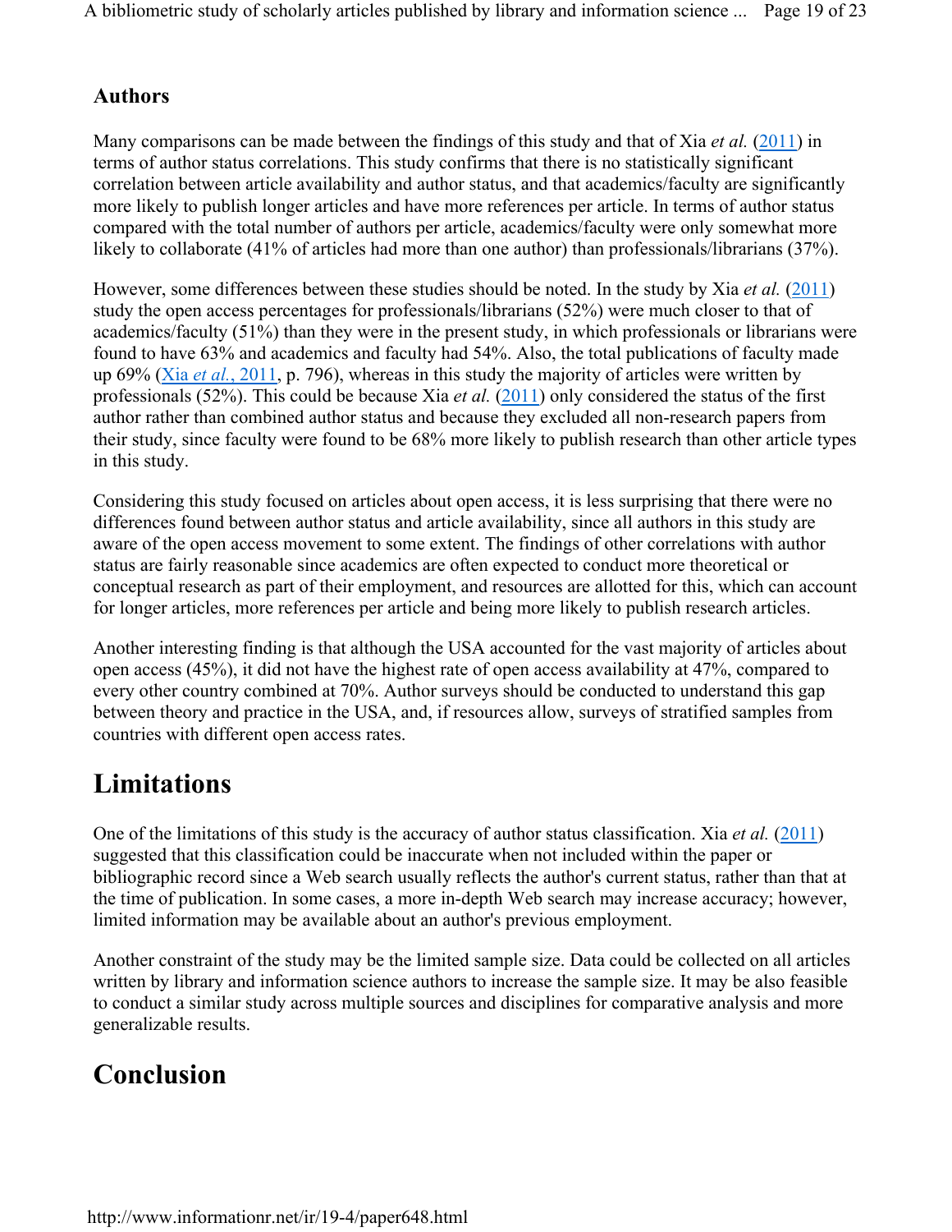### Authors

Many comparisons can be made between the findings of this study and that of Xia *et al.* (2011) in terms of author status correlations. This study confirms that there is no statistically significant correlation between article availability and author status, and that academics/faculty are significantly more likely to publish longer articles and have more references per article. In terms of author status compared with the total number of authors per article, academics/faculty were only somewhat more likely to collaborate (41% of articles had more than one author) than professionals/librarians (37%).

However, some differences between these studies should be noted. In the study by Xia *et al.* (2011) study the open access percentages for professionals/librarians (52%) were much closer to that of academics/faculty (51%) than they were in the present study, in which professionals or librarians were found to have 63% and academics and faculty had 54%. Also, the total publications of faculty made up 69% (Xia *et al.*, 2011, p. 796), whereas in this study the majority of articles were written by professionals (52%). This could be because Xia *et al.* (2011) only considered the status of the first author rather than combined author status and because they excluded all non-research papers from their study, since faculty were found to be 68% more likely to publish research than other article types in this study.

Considering this study focused on articles about open access, it is less surprising that there were no differences found between author status and article availability, since all authors in this study are aware of the open access movement to some extent. The findings of other correlations with author status are fairly reasonable since academics are often expected to conduct more theoretical or conceptual research as part of their employment, and resources are allotted for this, which can account for longer articles, more references per article and being more likely to publish research articles.

Another interesting finding is that although the USA accounted for the vast majority of articles about open access (45%), it did not have the highest rate of open access availability at 47%, compared to every other country combined at 70%. Author surveys should be conducted to understand this gap between theory and practice in the USA, and, if resources allow, surveys of stratified samples from countries with different open access rates.

## Limitations

One of the limitations of this study is the accuracy of author status classification. Xia *et al.* (2011) suggested that this classification could be inaccurate when not included within the paper or bibliographic record since a Web search usually reflects the author's current status, rather than that at the time of publication. In some cases, a more in-depth Web search may increase accuracy; however, limited information may be available about an author's previous employment.

Another constraint of the study may be the limited sample size. Data could be collected on all articles written by library and information science authors to increase the sample size. It may be also feasible to conduct a similar study across multiple sources and disciplines for comparative analysis and more generalizable results.

## Conclusion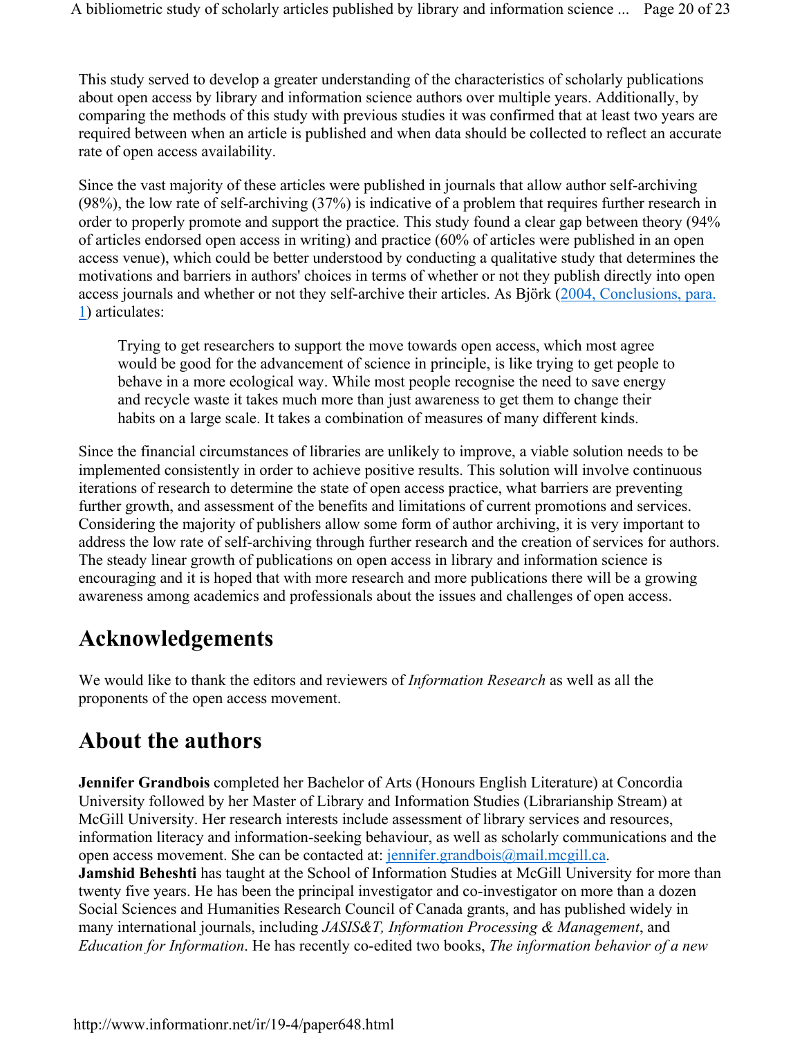This study served to develop a greater understanding of the characteristics of scholarly publications about open access by library and information science authors over multiple years. Additionally, by comparing the methods of this study with previous studies it was confirmed that at least two years are required between when an article is published and when data should be collected to reflect an accurate rate of open access availability.

Since the vast majority of these articles were published in journals that allow author self-archiving (98%), the low rate of self-archiving (37%) is indicative of a problem that requires further research in order to properly promote and support the practice. This study found a clear gap between theory (94% of articles endorsed open access in writing) and practice (60% of articles were published in an open access venue), which could be better understood by conducting a qualitative study that determines the motivations and barriers in authors' choices in terms of whether or not they publish directly into open access journals and whether or not they self-archive their articles. As Björk (2004, Conclusions, para. 1) articulates:

> Trying to get researchers to support the move towards open access, which most agree would be good for the advancement of science in principle, is like trying to get people to behave in a more ecological way. While most people recognise the need to save energy and recycle waste it takes much more than just awareness to get them to change their habits on a large scale. It takes a combination of measures of many different kinds.

Since the financial circumstances of libraries are unlikely to improve, a viable solution needs to be implemented consistently in order to achieve positive results. This solution will involve continuous iterations of research to determine the state of open access practice, what barriers are preventing further growth, and assessment of the benefits and limitations of current promotions and services. Considering the majority of publishers allow some form of author archiving, it is very important to address the low rate of self-archiving through further research and the creation of services for authors. The steady linear growth of publications on open access in library and information science is encouraging and it is hoped that with more research and more publications there will be a growing awareness among academics and professionals about the issues and challenges of open access.

## Acknowledgements

We would like to thank the editors and reviewers of *Information Research* as well as all the proponents of the open access movement.

## About the authors

**Jennifer Grandbois** completed her Bachelor of Arts (Honours English Literature) at Concordia University followed by her Master of Library and Information Studies (Librarianship Stream) at McGill University. Her research interests include assessment of library services and resources, information literacy and information-seeking behaviour, as well as scholarly communications and the open access movement. She can be contacted at: jennifer.grandbois@mail.mcgill.ca.
**Jamshid Beheshti** has taught at the School of Information Studies at McGill University for more than twenty five years. He has been the principal investigator and co-investigator on more than a dozen Social Sciences and Humanities Research Council of Canada grants, and has published widely in many international journals, including *JASIS&T, Information Processing & Management*, and *Education for Information*. He has recently co-edited two books, *The information behavior of a new*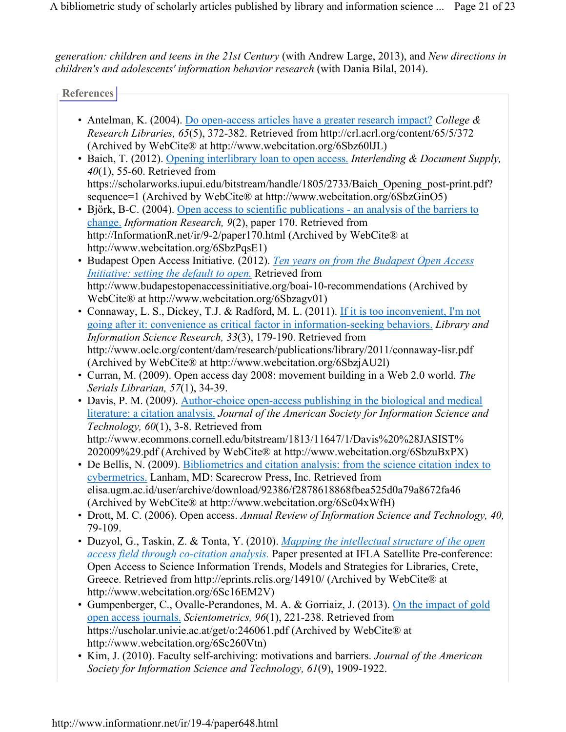*generation: children and teens in the 21st Century* (with Andrew Large, 2013), and *New directions in children's and adolescents' information behavior research* (with Dania Bilal, 2014).

## References

- Antelman, K. (2004). Do open-access articles have a greater research impact? *College & Research Libraries, 65*(5), 372-382. Retrieved from http://crl.acrl.org/content/65/5/372 (Archived by WebCite® at http://www.webcitation.org/6Sbz60lJL)
- Baich, T. (2012). Opening interlibrary loan to open access. *Interlending & Document Supply, 40*(1), 55-60. Retrieved from https://scholarworks.iupui.edu/bitstream/handle/1805/2733/Baich_Opening_post-print.pdf?sequence=1 (Archived by WebCite® at http://www.webcitation.org/6SbzGinO5)
- Björk, B-C. (2004). Open access to scientific publications - an analysis of the barriers to change. *Information Research, 9*(2), paper 170. Retrieved from http://InformationR.net/ir/9-2/paper170.html (Archived by WebCite® at http://www.webcitation.org/6SbzPqsE1)
- Budapest Open Access Initiative. (2012). *Ten years on from the Budapest Open Access Initiative: setting the default to open.* Retrieved from http://www.budapestopenaccessinitiative.org/boai-10-recommendations (Archived by WebCite® at http://www.webcitation.org/6Sbzagv01)
- Connaway, L. S., Dickey, T.J. & Radford, M. L. (2011). If it is too inconvenient, I'm not going after it: convenience as critical factor in information-seeking behaviors. *Library and Information Science Research, 33*(3), 179-190. Retrieved from http://www.oclc.org/content/dam/research/publications/library/2011/connaway-lisr.pdf (Archived by WebCite® at http://www.webcitation.org/6SbzjAU2l)
- Curran, M. (2009). Open access day 2008: movement building in a Web 2.0 world. *The Serials Librarian, 57*(1), 34-39.
- Davis, P. M. (2009). Author-choice open-access publishing in the biological and medical literature: a citation analysis. *Journal of the American Society for Information Science and Technology, 60*(1), 3-8. Retrieved from http://www.ecommons.cornell.edu/bitstream/1813/11647/1/Davis%20%28JASIST%202009%29.pdf (Archived by WebCite® at http://www.webcitation.org/6SbzuBxPX)
- De Bellis, N. (2009). Bibliometrics and citation analysis: from the science citation index to cybermetrics. Lanham, MD: Scarecrow Press, Inc. Retrieved from elisa.ugm.ac.id/user/archive/download/92386/f2878618868fbea525d0a79a8672fa46 (Archived by WebCite® at http://www.webcitation.org/6Sc04xWfH)
- Drott, M. C. (2006). Open access. *Annual Review of Information Science and Technology, 40,* 79-109.
- Duzyol, G., Taskin, Z. & Tonta, Y. (2010). *Mapping the intellectual structure of the open access field through co-citation analysis.* Paper presented at IFLA Satellite Pre-conference: Open Access to Science Information Trends, Models and Strategies for Libraries, Crete, Greece. Retrieved from http://eprints.rclis.org/14910/ (Archived by WebCite® at http://www.webcitation.org/6Sc16EM2V)
- Gumpenberger, C., Ovalle-Perandones, M. A. & Gorriaiz, J. (2013). On the impact of gold open access journals. *Scientometrics, 96*(1), 221-238. Retrieved from https://uscholar.univie.ac.at/get/o:246061.pdf (Archived by WebCite® at http://www.webcitation.org/6Sc260Vtn)
- Kim, J. (2010). Faculty self-archiving: motivations and barriers. *Journal of the American Society for Information Science and Technology, 61*(9), 1909-1922.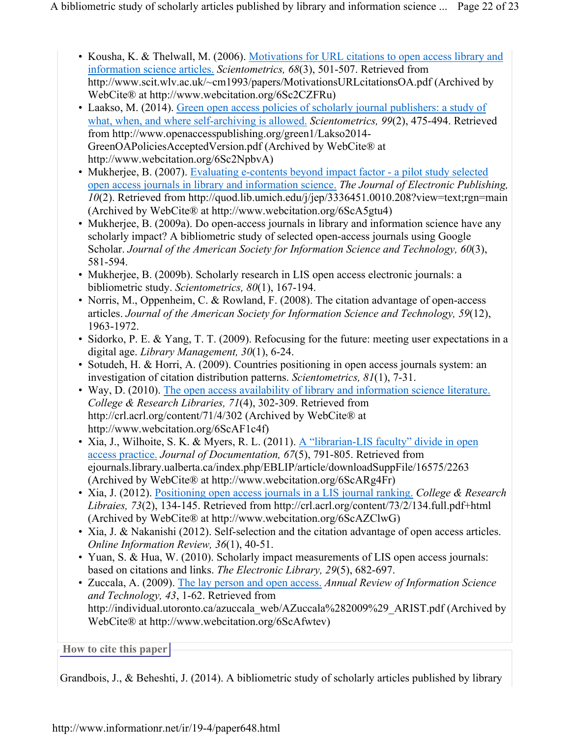- Kousha, K. & Thelwall, M. (2006). Motivations for URL citations to open access library and information science articles. *Scientometrics, 68*(3), 501-507. Retrieved from http://www.scit.wlv.ac.uk/~cm1993/papers/MotivationsURLcitationsOA.pdf (Archived by WebCite® at http://www.webcitation.org/6Sc2CZFRu)
- Laakso, M. (2014). Green open access policies of scholarly journal publishers: a study of what, when, and where self-archiving is allowed. *Scientometrics, 99*(2), 475-494. Retrieved from http://www.openaccesspublishing.org/green1/Lakso2014-GreenOAPoliciesAcceptedVersion.pdf (Archived by WebCite® at http://www.webcitation.org/6Sc2NpbvA)
- Mukherjee, B. (2007). Evaluating e-contents beyond impact factor - a pilot study selected open access journals in library and information science. *The Journal of Electronic Publishing, 10*(2). Retrieved from http://quod.lib.umich.edu/j/jep/3336451.0010.208?view=text;rgn=main (Archived by WebCite® at http://www.webcitation.org/6ScA5gtu4)
- Mukherjee, B. (2009a). Do open-access journals in library and information science have any scholarly impact? A bibliometric study of selected open-access journals using Google Scholar. *Journal of the American Society for Information Science and Technology, 60*(3), 581-594.
- Mukherjee, B. (2009b). Scholarly research in LIS open access electronic journals: a bibliometric study. *Scientometrics, 80*(1), 167-194.
- Norris, M., Oppenheim, C. & Rowland, F. (2008). The citation advantage of open-access articles. *Journal of the American Society for Information Science and Technology, 59*(12), 1963-1972.
- Sidorko, P. E. & Yang, T. T. (2009). Refocusing for the future: meeting user expectations in a digital age. *Library Management, 30*(1), 6-24.
- Sotudeh, H. & Horri, A. (2009). Countries positioning in open access journals system: an investigation of citation distribution patterns. *Scientometrics, 81*(1), 7-31.
- Way, D. (2010). The open access availability of library and information science literature. *College & Research Libraries, 71*(4), 302-309. Retrieved from http://crl.acrl.org/content/71/4/302 (Archived by WebCite® at http://www.webcitation.org/6ScAF1c4f)
- Xia, J., Wilhoite, S. K. & Myers, R. L. (2011). A "librarian-LIS faculty" divide in open access practice. *Journal of Documentation, 67*(5), 791-805. Retrieved from ejournals.library.ualberta.ca/index.php/EBLIP/article/downloadSuppFile/16575/2263 (Archived by WebCite® at http://www.webcitation.org/6ScARg4Fr)
- Xia, J. (2012). Positioning open access journals in a LIS journal ranking. *College & Research Libraies, 73*(2), 134-145. Retrieved from http://crl.acrl.org/content/73/2/134.full.pdf+html (Archived by WebCite® at http://www.webcitation.org/6ScAZClwG)
- Xia, J. & Nakanishi (2012). Self-selection and the citation advantage of open access articles. *Online Information Review, 36*(1), 40-51.
- Yuan, S. & Hua, W. (2010). Scholarly impact measurements of LIS open access journals: based on citations and links. *The Electronic Library, 29*(5), 682-697.
- Zuccala, A. (2009). The lay person and open access. *Annual Review of Information Science and Technology, 43*, 1-62. Retrieved from http://individual.utoronto.ca/azuccala_web/AZuccala%282009%29_ARIST.pdf (Archived by WebCite® at http://www.webcitation.org/6ScAfwtev)

## How to cite this paper

Grandbois, J., & Beheshti, J. (2014). A bibliometric study of scholarly articles published by library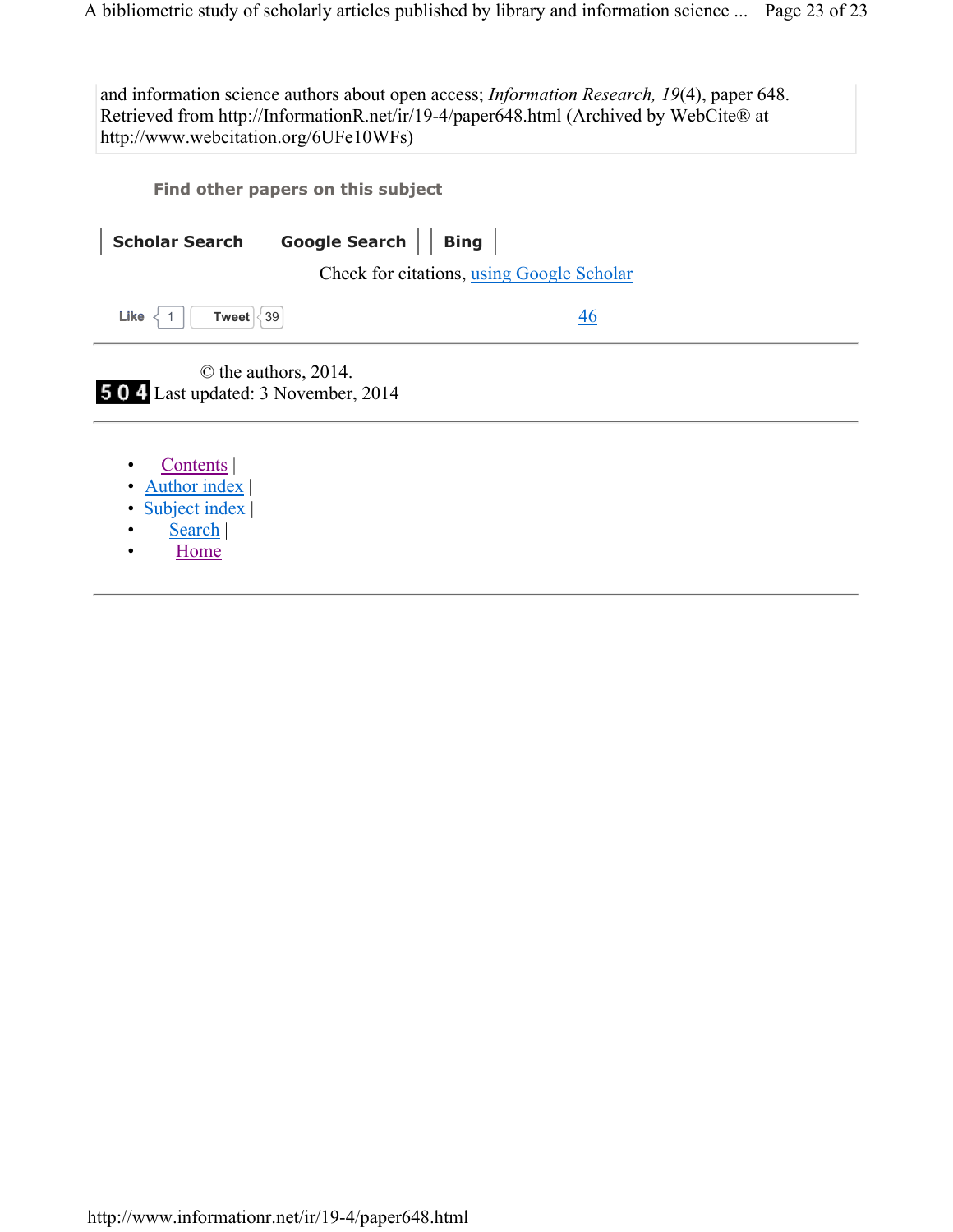and information science authors about open access; *Information Research, 19*(4), paper 648. Retrieved from http://InformationR.net/ir/19-4/paper648.html (Archived by WebCite® at http://www.webcitation.org/6UFe10WFs)

**Find other papers on this subject**

Scholar Search | Google Search | Bing

Check for citations, using Google Scholar

Like 1 Tweet 39 46

© the authors, 2014.
504 Last updated: 3 November, 2014

- Contents |
- Author index |
- Subject index |
- Search |
- Home